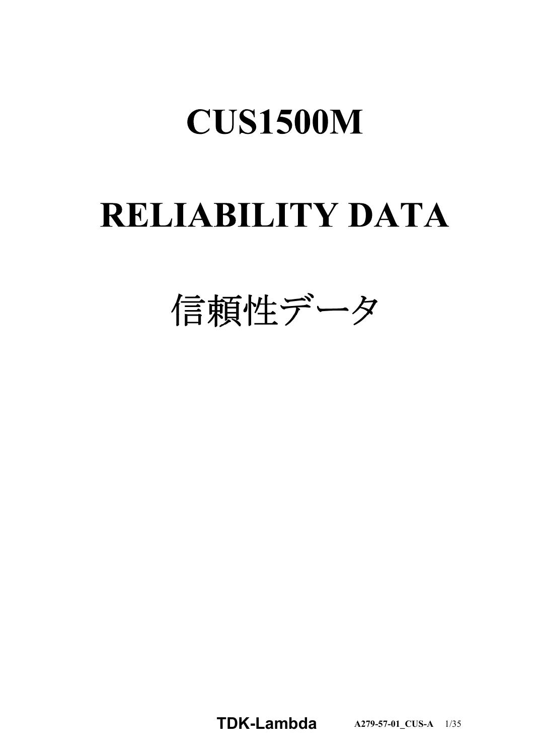# CUS1500M

# RELIABILITY DATA

# 信頼性データ

TDK-Lambda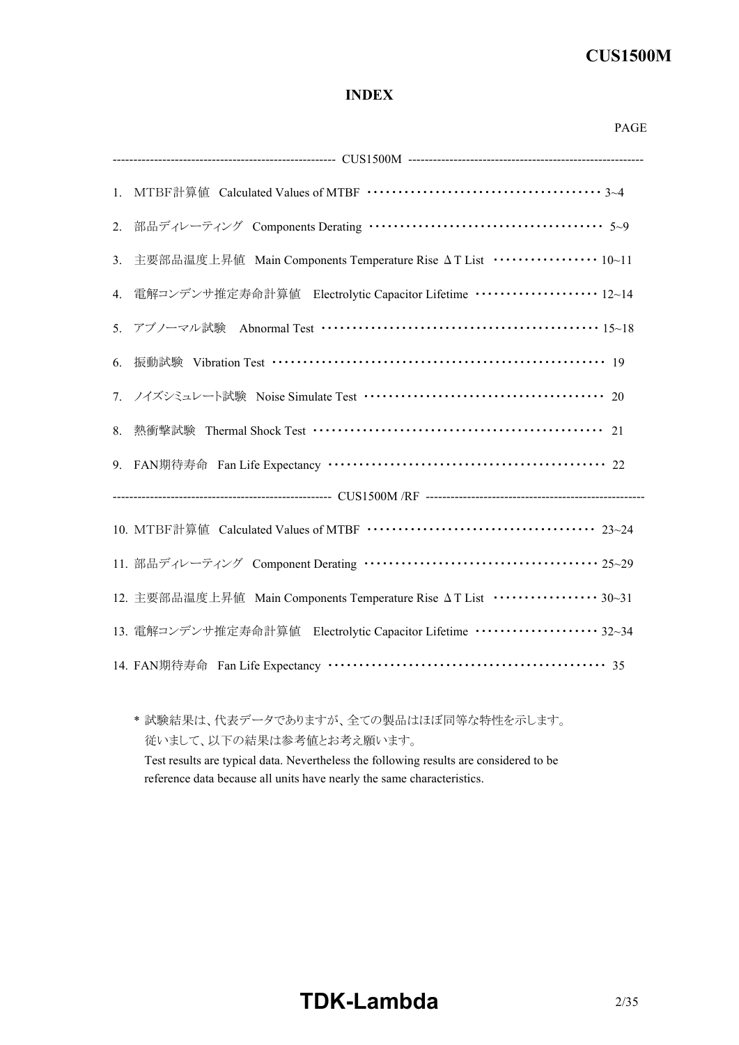# INDEX

| | PAGE |
|---|---|
| **CUS1500M** | |
| 1. MTBF計算値　Calculated Values of MTBF | 3~4 |
| 2. 部品ディレーティング　Components Derating | 5~9 |
| 3. 主要部品温度上昇値　Main Components Temperature Rise ΔT List | 10~11 |
| 4. 電解コンデンサ推定寿命計算値　Electrolytic Capacitor Lifetime | 12~14 |
| 5. アブノーマル試験　Abnormal Test | 15~18 |
| 6. 振動試験　Vibration Test | 19 |
| 7. ノイズシミュレート試験　Noise Simulate Test | 20 |
| 8. 熱衝撃試験　Thermal Shock Test | 21 |
| 9. FAN期待寿命　Fan Life Expectancy | 22 |
| **CUS1500M /RF** | |
| 10. MTBF計算値　Calculated Values of MTBF | 23~24 |
| 11. 部品ディレーティング　Component Derating | 25~29 |
| 12. 主要部品温度上昇値　Main Components Temperature Rise ΔT List | 30~31 |
| 13. 電解コンデンサ推定寿命計算値　Electrolytic Capacitor Lifetime | 32~34 |
| 14. FAN期待寿命　Fan Life Expectancy | 35 |

\* 試験結果は、代表データでありますが、全ての製品はほぼ同等な特性を示します。
従いまして、以下の結果は参考値とお考え願います。
Test results are typical data. Nevertheless the following results are considered to be reference data because all units have nearly the same characteristics.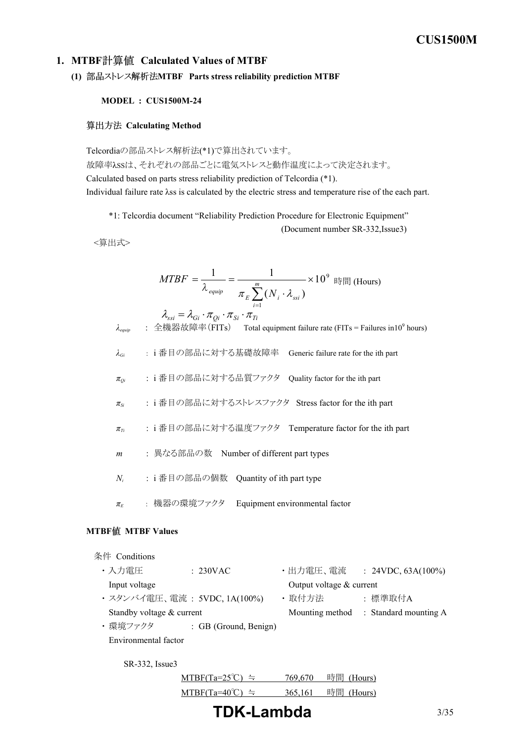## 1. MTBF計算値 Calculated Values of MTBF

### (1) 部品ストレス解析法MTBF Parts stress reliability prediction MTBF

**MODEL : CUS1500M-24**

**算出方法 Calculating Method**

Telcordiaの部品ストレス解析法(*1)で算出されています。
故障率λssは、それぞれの部品ごとに電気ストレスと動作温度によって決定されます。
Calculated based on parts stress reliability prediction of Telcordia (*1).
Individual failure rate λss is calculated by the electric stress and temperature rise of the each part.

*1: Telcordia document "Reliability Prediction Procedure for Electronic Equipment" (Document number SR-332,Issue3)

<算出式>

$$MTBF = \frac{1}{\lambda_{equip}} = \frac{1}{\pi_E \sum_{i=1}^{m} (N_i \cdot \lambda_{ssi})} \times 10^9 \text{ 時間 (Hours)}$$

$$\lambda_{ssi} = \lambda_{Gi} \cdot \pi_{Qi} \cdot \pi_{Si} \cdot \pi_{Ti}$$

- $\lambda_{equip}$ : 全機器故障率(FITs) Total equipment failure rate (FITs = Failures in$10^9$ hours)
- $\lambda_{Gi}$ : i 番目の部品に対する基礎故障率 Generic failure rate for the ith part
- $\pi_{Qi}$ : i 番目の部品に対する品質ファクタ Quality factor for the ith part
- $\pi_{Si}$ : i 番目の部品に対するストレスファクタ Stress factor for the ith part
- $\pi_{Ti}$ : i 番目の部品に対する温度ファクタ Temperature factor for the ith part
- $m$ : 異なる部品の数 Number of different part types
- $N_i$ : i 番目の部品の個数 Quantity of ith part type
- $\pi_E$ : 機器の環境ファクタ Equipment environmental factor

**MTBF値 MTBF Values**

条件 Conditions

- 入力電圧 Input voltage : 230VAC
- 出力電圧、電流 Output voltage & current : 24VDC, 63A(100%)
- スタンバイ電圧、電流 Standby voltage & current : 5VDC, 1A(100%)
- 取付方法 Mounting method : 標準取付A Standard mounting A
- 環境ファクタ Environmental factor : GB (Ground, Benign)

SR-332, Issue3

MTBF(Ta=25℃) ≒ 769,670 時間 (Hours)

MTBF(Ta=40℃) ≒ 365,161 時間 (Hours)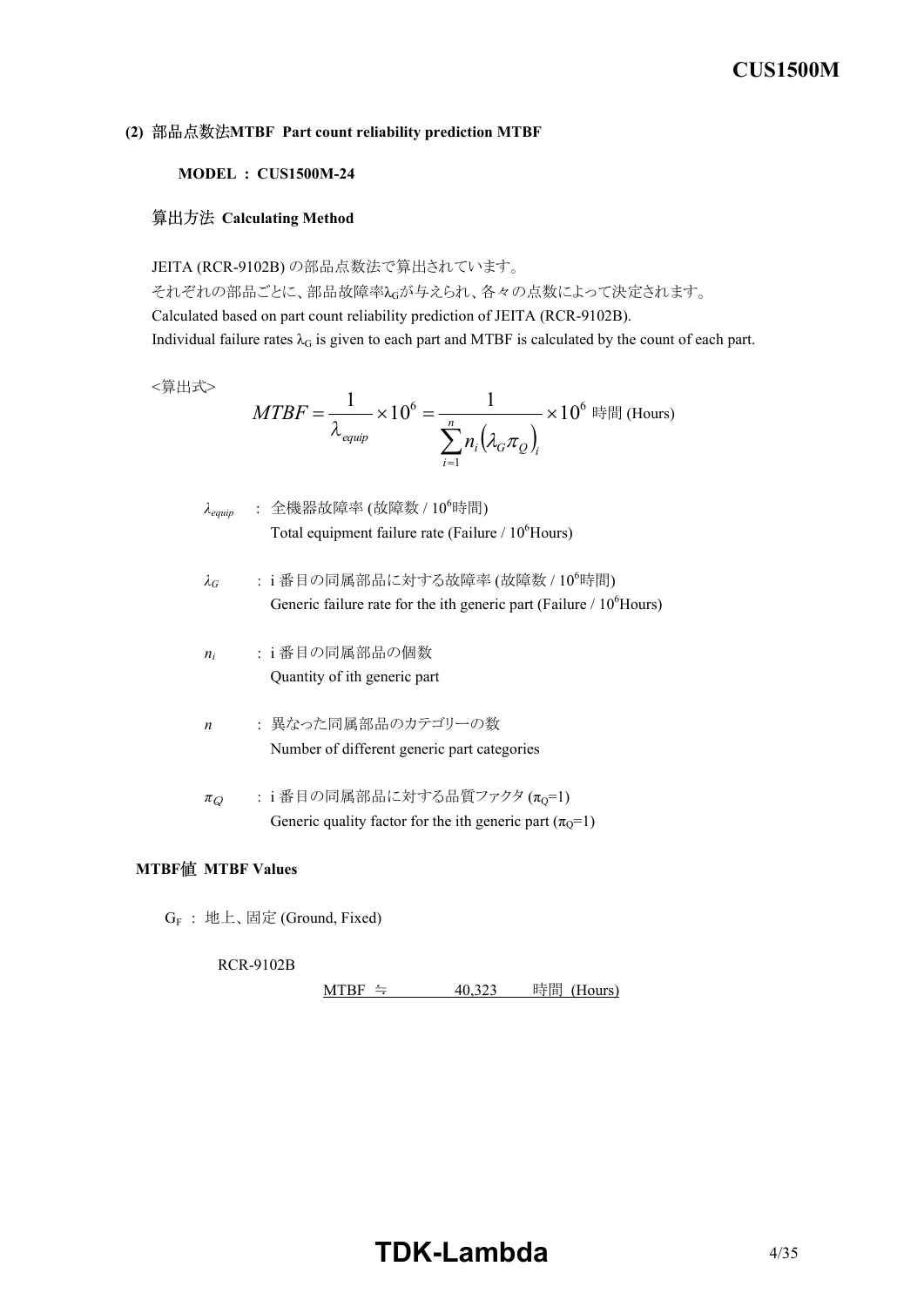## (2) 部品点数法MTBF Part count reliability prediction MTBF

**MODEL : CUS1500M-24**

### 算出方法 Calculating Method

JEITA (RCR-9102B) の部品点数法で算出されています。
それぞれの部品ごとに、部品故障率$\lambda_G$が与えられ、各々の点数によって決定されます。
Calculated based on part count reliability prediction of JEITA (RCR-9102B).
Individual failure rates $\lambda_G$ is given to each part and MTBF is calculated by the count of each part.

<算出式>

$$MTBF = \frac{1}{\lambda_{equip}} \times 10^6 = \frac{1}{\sum_{i=1}^{n} n_i \left(\lambda_G \pi_Q\right)_i} \times 10^6 \text{ 時間 (Hours)}$$

- $\lambda_{equip}$ : 全機器故障率 (故障数 / $10^6$時間)
  Total equipment failure rate (Failure / $10^6$Hours)
- $\lambda_G$ : i 番目の同属部品に対する故障率 (故障数 / $10^6$時間)
  Generic failure rate for the ith generic part (Failure / $10^6$Hours)
- $n_i$ : i 番目の同属部品の個数
  Quantity of ith generic part
- $n$ : 異なった同属部品のカテゴリーの数
  Number of different generic part categories
- $\pi_Q$ : i 番目の同属部品に対する品質ファクタ ($\pi_Q$=1)
  Generic quality factor for the ith generic part ($\pi_Q$=1)

### MTBF値 MTBF Values

$G_F$ : 地上、固定 (Ground, Fixed)

RCR-9102B

MTBF ≒ 40,323 時間 (Hours)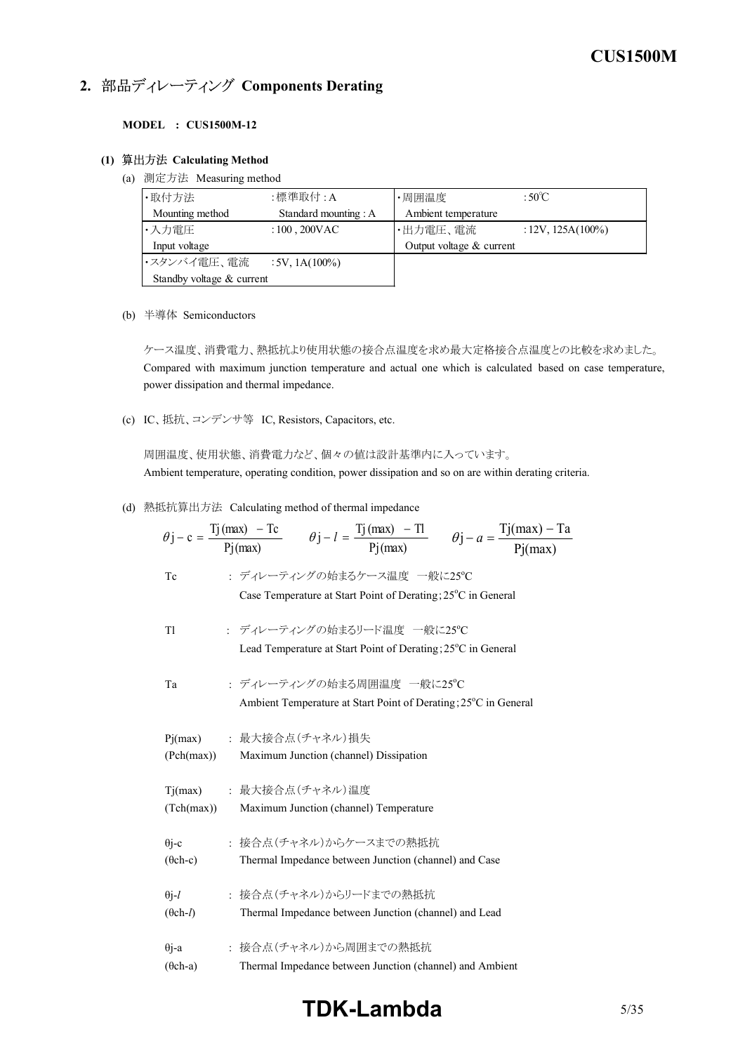## 2. 部品ディレーティング Components Derating

**MODEL : CUS1500M-12**

### (1) 算出方法 Calculating Method

(a) 測定方法 Measuring method

| ・取付方法 Mounting method | :標準取付 : A Standard mounting : A | ・周囲温度 Ambient temperature | : 50℃ |
|---|---|---|---|
| ・入力電圧 Input voltage | : 100 , 200VAC | ・出力電圧、電流 Output voltage & current | : 12V, 125A(100%) |
| ・スタンバイ電圧、電流 Standby voltage & current | : 5V, 1A(100%) | | |

(b) 半導体 Semiconductors

ケース温度、消費電力、熱抵抗より使用状態の接合点温度を求め最大定格接合点温度との比較を求めました。
Compared with maximum junction temperature and actual one which is calculated based on case temperature, power dissipation and thermal impedance.

(c) IC、抵抗、コンデンサ等 IC, Resistors, Capacitors, etc.

周囲温度、使用状態、消費電力など、個々の値は設計基準内に入っています。
Ambient temperature, operating condition, power dissipation and so on are within derating criteria.

(d) 熱抵抗算出方法 Calculating method of thermal impedance

$$\theta j-c = \frac{Tj(max) - Tc}{Pj(max)} \qquad \theta j-l = \frac{Tj(max) - Tl}{Pj(max)} \qquad \theta j-a = \frac{Tj(max) - Ta}{Pj(max)}$$

| | |
|---|---|
| Tc | : ディレーティングの始まるケース温度 一般に25°C<br>Case Temperature at Start Point of Derating; 25°C in General |
| Tl | : ディレーティングの始まるリード温度 一般に25°C<br>Lead Temperature at Start Point of Derating; 25°C in General |
| Ta | : ディレーティングの始まる周囲温度 一般に25°C<br>Ambient Temperature at Start Point of Derating; 25°C in General |
| Pj(max)<br>(Pch(max)) | : 最大接合点(チャネル)損失<br>Maximum Junction (channel) Dissipation |
| Tj(max)<br>(Tch(max)) | : 最大接合点(チャネル)温度<br>Maximum Junction (channel) Temperature |
| θj-c<br>(θch-c) | : 接合点(チャネル)からケースまでの熱抵抗<br>Thermal Impedance between Junction (channel) and Case |
| θj-*l*<br>(θch-*l*) | : 接合点(チャネル)からリードまでの熱抵抗<br>Thermal Impedance between Junction (channel) and Lead |
| θj-a<br>(θch-a) | : 接合点(チャネル)から周囲までの熱抵抗<br>Thermal Impedance between Junction (channel) and Ambient |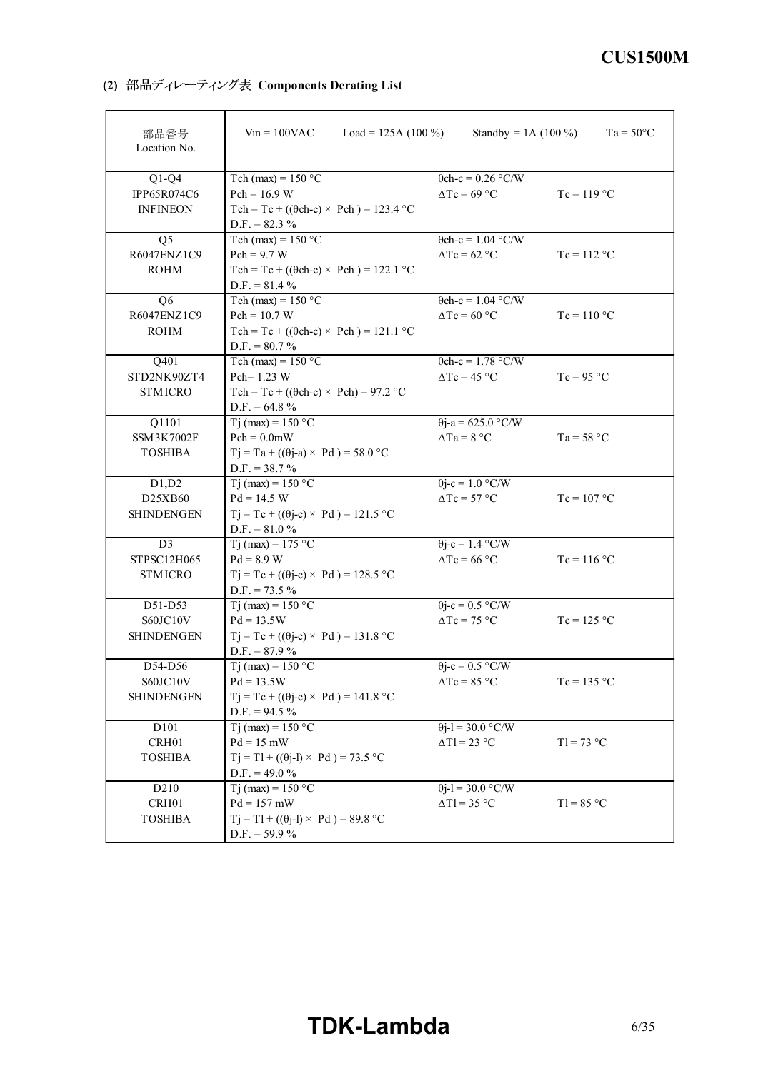**(2) 部品ディレーティング表 Components Derating List**

| 部品番号<br>Location No. | Vin = 100VAC Load = 125A (100 %) | Standby = 1A (100 %) | Ta = 50°C |
|---|---|---|---|
| Q1-Q4<br>IPP65R074C6<br>INFINEON | Tch (max) = 150 °C<br>Pch = 16.9 W<br>Tch = Tc + ((θch-c) × Pch ) = 123.4 °C<br>D.F. = 82.3 % | θch-c = 0.26 °C/W<br>ΔTc = 69 °C | Tc = 119 °C |
| Q5<br>R6047ENZ1C9<br>ROHM | Tch (max) = 150 °C<br>Pch = 9.7 W<br>Tch = Tc + ((θch-c) × Pch ) = 122.1 °C<br>D.F. = 81.4 % | θch-c = 1.04 °C/W<br>ΔTc = 62 °C | Tc = 112 °C |
| Q6<br>R6047ENZ1C9<br>ROHM | Tch (max) = 150 °C<br>Pch = 10.7 W<br>Tch = Tc + ((θch-c) × Pch ) = 121.1 °C<br>D.F. = 80.7 % | θch-c = 1.04 °C/W<br>ΔTc = 60 °C | Tc = 110 °C |
| Q401<br>STD2NK90ZT4<br>STMICRO | Tch (max) = 150 °C<br>Pch= 1.23 W<br>Tch = Tc + ((θch-c) × Pch) = 97.2 °C<br>D.F. = 64.8 % | θch-c = 1.78 °C/W<br>ΔTc = 45 °C | Tc = 95 °C |
| Q1101<br>SSM3K7002F<br>TOSHIBA | Tj (max) = 150 °C<br>Pch = 0.0mW<br>Tj = Ta + ((θj-a) × Pd ) = 58.0 °C<br>D.F. = 38.7 % | θj-a = 625.0 °C/W<br>ΔTa = 8 °C | Ta = 58 °C |
| D1,D2<br>D25XB60<br>SHINDENGEN | Tj (max) = 150 °C<br>Pd = 14.5 W<br>Tj = Tc + ((θj-c) × Pd ) = 121.5 °C<br>D.F. = 81.0 % | θj-c = 1.0 °C/W<br>ΔTc = 57 °C | Tc = 107 °C |
| D3<br>STPSC12H065<br>STMICRO | Tj (max) = 175 °C<br>Pd = 8.9 W<br>Tj = Tc + ((θj-c) × Pd ) = 128.5 °C<br>D.F. = 73.5 % | θj-c = 1.4 °C/W<br>ΔTc = 66 °C | Tc = 116 °C |
| D51-D53<br>S60JC10V<br>SHINDENGEN | Tj (max) = 150 °C<br>Pd = 13.5W<br>Tj = Tc + ((θj-c) × Pd ) = 131.8 °C<br>D.F. = 87.9 % | θj-c = 0.5 °C/W<br>ΔTc = 75 °C | Tc = 125 °C |
| D54-D56<br>S60JC10V<br>SHINDENGEN | Tj (max) = 150 °C<br>Pd = 13.5W<br>Tj = Tc + ((θj-c) × Pd ) = 141.8 °C<br>D.F. = 94.5 % | θj-c = 0.5 °C/W<br>ΔTc = 85 °C | Tc = 135 °C |
| D101<br>CRH01<br>TOSHIBA | Tj (max) = 150 °C<br>Pd = 15 mW<br>Tj = Tl + ((θj-l) × Pd ) = 73.5 °C<br>D.F. = 49.0 % | θj-l = 30.0 °C/W<br>ΔTl = 23 °C | Tl = 73 °C |
| D210<br>CRH01<br>TOSHIBA | Tj (max) = 150 °C<br>Pd = 157 mW<br>Tj = Tl + ((θj-l) × Pd ) = 89.8 °C<br>D.F. = 59.9 % | θj-l = 30.0 °C/W<br>ΔTl = 35 °C | Tl = 85 °C |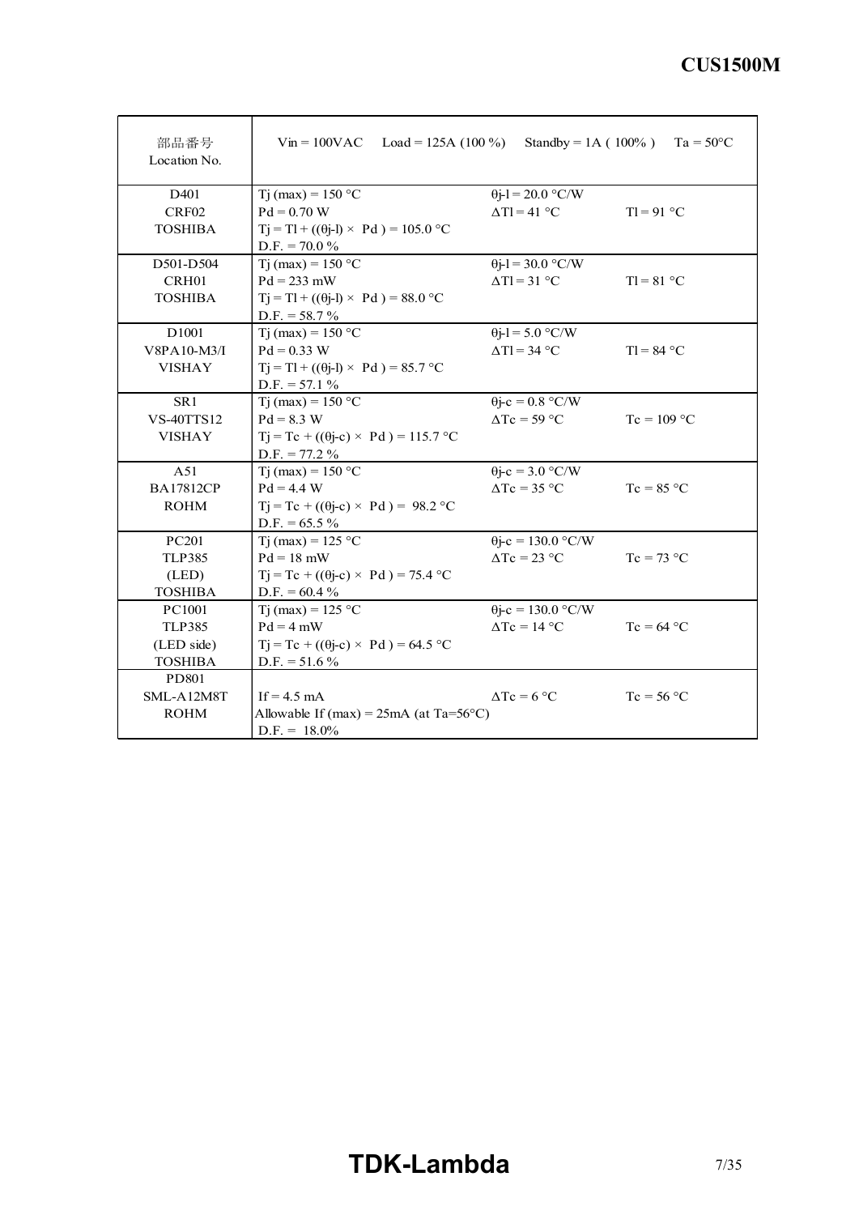| 部品番号<br>Location No. | Vin = 100VAC Load = 125A (100 %) Standby = 1A ( 100% ) Ta = 50°C | | |
|---|---|---|---|
| D401<br>CRF02<br>TOSHIBA | Tj (max) = 150 °C<br>Pd = 0.70 W<br>Tj = Tl + ((θj-l) × Pd ) = 105.0 °C<br>D.F. = 70.0 % | θj-l = 20.0 °C/W<br>ΔTl = 41 °C | <br>Tl = 91 °C |
| D501-D504<br>CRH01<br>TOSHIBA | Tj (max) = 150 °C<br>Pd = 233 mW<br>Tj = Tl + ((θj-l) × Pd ) = 88.0 °C<br>D.F. = 58.7 % | θj-l = 30.0 °C/W<br>ΔTl = 31 °C | <br>Tl = 81 °C |
| D1001<br>V8PA10-M3/I<br>VISHAY | Tj (max) = 150 °C<br>Pd = 0.33 W<br>Tj = Tl + ((θj-l) × Pd ) = 85.7 °C<br>D.F. = 57.1 % | θj-l = 5.0 °C/W<br>ΔTl = 34 °C | <br>Tl = 84 °C |
| SR1<br>VS-40TTS12<br>VISHAY | Tj (max) = 150 °C<br>Pd = 8.3 W<br>Tj = Tc + ((θj-c) × Pd ) = 115.7 °C<br>D.F. = 77.2 % | θj-c = 0.8 °C/W<br>ΔTc = 59 °C | <br>Tc = 109 °C |
| A51<br>BA17812CP<br>ROHM | Tj (max) = 150 °C<br>Pd = 4.4 W<br>Tj = Tc + ((θj-c) × Pd ) = 98.2 °C<br>D.F. = 65.5 % | θj-c = 3.0 °C/W<br>ΔTc = 35 °C | <br>Tc = 85 °C |
| PC201<br>TLP385<br>(LED)<br>TOSHIBA | Tj (max) = 125 °C<br>Pd = 18 mW<br>Tj = Tc + ((θj-c) × Pd ) = 75.4 °C<br>D.F. = 60.4 % | θj-c = 130.0 °C/W<br>ΔTc = 23 °C | <br>Tc = 73 °C |
| PC1001<br>TLP385<br>(LED side)<br>TOSHIBA | Tj (max) = 125 °C<br>Pd = 4 mW<br>Tj = Tc + ((θj-c) × Pd ) = 64.5 °C<br>D.F. = 51.6 % | θj-c = 130.0 °C/W<br>ΔTc = 14 °C | <br>Tc = 64 °C |
| PD801<br>SML-A12M8T<br>ROHM | If = 4.5 mA<br>Allowable If (max) = 25mA (at Ta=56°C)<br>D.F. = 18.0% | ΔTc = 6 °C | Tc = 56 °C |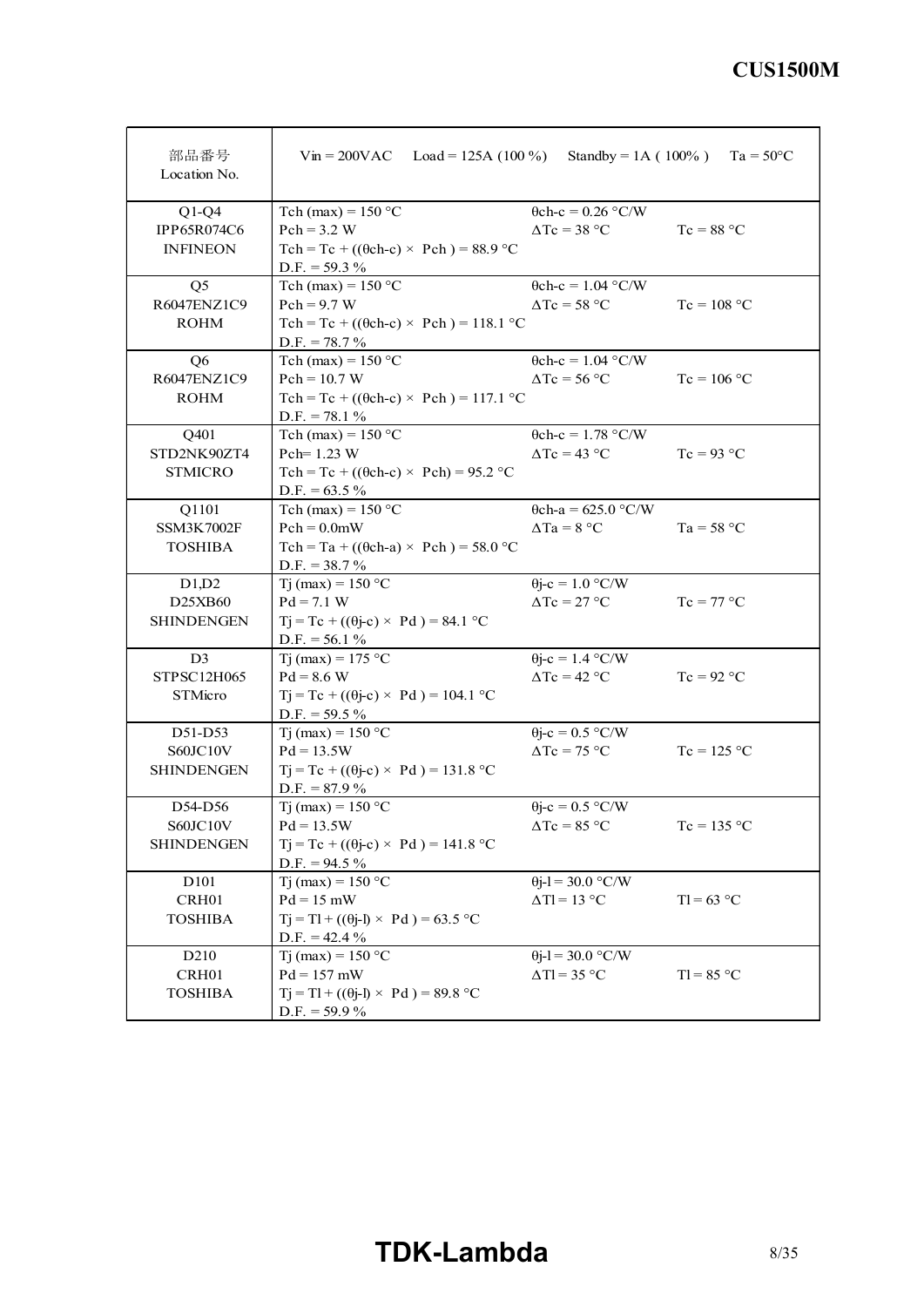| 部品番号<br>Location No. | Vin = 200VAC　Load = 125A (100 %)　Standby = 1A ( 100% )　Ta = 50°C | | |
|---|---|---|---|
| Q1-Q4<br>IPP65R074C6<br>INFINEON | Tch (max) = 150 °C<br>Pch = 3.2 W<br>Tch = Tc + ((θch-c) × Pch ) = 88.9 °C<br>D.F. = 59.3 % | θch-c = 0.26 °C/W<br>ΔTc = 38 °C | Tc = 88 °C |
| Q5<br>R6047ENZ1C9<br>ROHM | Tch (max) = 150 °C<br>Pch = 9.7 W<br>Tch = Tc + ((θch-c) × Pch ) = 118.1 °C<br>D.F. = 78.7 % | θch-c = 1.04 °C/W<br>ΔTc = 58 °C | Tc = 108 °C |
| Q6<br>R6047ENZ1C9<br>ROHM | Tch (max) = 150 °C<br>Pch = 10.7 W<br>Tch = Tc + ((θch-c) × Pch ) = 117.1 °C<br>D.F. = 78.1 % | θch-c = 1.04 °C/W<br>ΔTc = 56 °C | Tc = 106 °C |
| Q401<br>STD2NK90ZT4<br>STMICRO | Tch (max) = 150 °C<br>Pch= 1.23 W<br>Tch = Tc + ((θch-c) × Pch) = 95.2 °C<br>D.F. = 63.5 % | θch-c = 1.78 °C/W<br>ΔTc = 43 °C | Tc = 93 °C |
| Q1101<br>SSM3K7002F<br>TOSHIBA | Tch (max) = 150 °C<br>Pch = 0.0mW<br>Tch = Ta + ((θch-a) × Pch ) = 58.0 °C<br>D.F. = 38.7 % | θch-a = 625.0 °C/W<br>ΔTa = 8 °C | Ta = 58 °C |
| D1,D2<br>D25XB60<br>SHINDENGEN | Tj (max) = 150 °C<br>Pd = 7.1 W<br>Tj = Tc + ((θj-c) × Pd ) = 84.1 °C<br>D.F. = 56.1 % | θj-c = 1.0 °C/W<br>ΔTc = 27 °C | Tc = 77 °C |
| D3<br>STPSC12H065<br>STMicro | Tj (max) = 175 °C<br>Pd = 8.6 W<br>Tj = Tc + ((θj-c) × Pd ) = 104.1 °C<br>D.F. = 59.5 % | θj-c = 1.4 °C/W<br>ΔTc = 42 °C | Tc = 92 °C |
| D51-D53<br>S60JC10V<br>SHINDENGEN | Tj (max) = 150 °C<br>Pd = 13.5W<br>Tj = Tc + ((θj-c) × Pd ) = 131.8 °C<br>D.F. = 87.9 % | θj-c = 0.5 °C/W<br>ΔTc = 75 °C | Tc = 125 °C |
| D54-D56<br>S60JC10V<br>SHINDENGEN | Tj (max) = 150 °C<br>Pd = 13.5W<br>Tj = Tc + ((θj-c) × Pd ) = 141.8 °C<br>D.F. = 94.5 % | θj-c = 0.5 °C/W<br>ΔTc = 85 °C | Tc = 135 °C |
| D101<br>CRH01<br>TOSHIBA | Tj (max) = 150 °C<br>Pd = 15 mW<br>Tj = Tl + ((θj-l) × Pd ) = 63.5 °C<br>D.F. = 42.4 % | θj-l = 30.0 °C/W<br>ΔTl = 13 °C | Tl = 63 °C |
| D210<br>CRH01<br>TOSHIBA | Tj (max) = 150 °C<br>Pd = 157 mW<br>Tj = Tl + ((θj-l) × Pd ) = 89.8 °C<br>D.F. = 59.9 % | θj-l = 30.0 °C/W<br>ΔTl = 35 °C | Tl = 85 °C |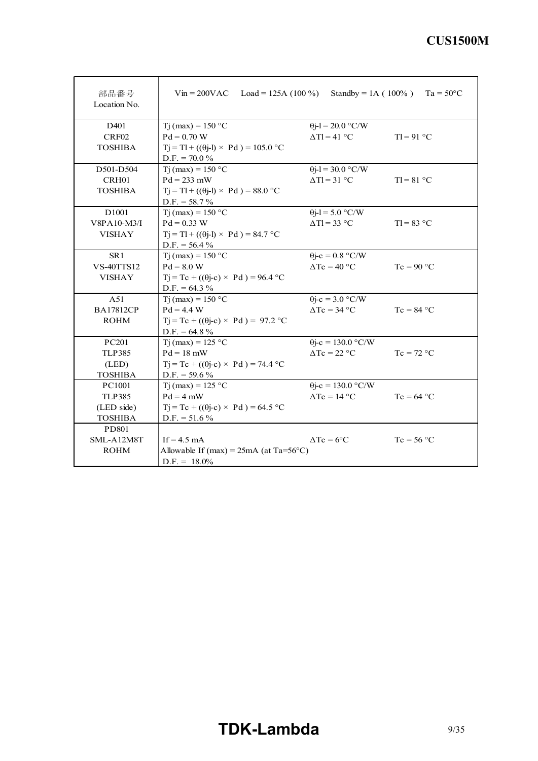| 部品番号 Location No. | Vin = 200VAC　Load = 125A (100 %)　Standby = 1A ( 100% )　Ta = 50°C | | |
|---|---|---|---|
| D401 CRF02 TOSHIBA | Tj (max) = 150 °C<br>Pd = 0.70 W<br>Tj = Tl + ((θj-l) × Pd ) = 105.0 °C<br>D.F. = 70.0 % | θj-l = 20.0 °C/W<br>ΔTl = 41 °C | Tl = 91 °C |
| D501-D504 CRH01 TOSHIBA | Tj (max) = 150 °C<br>Pd = 233 mW<br>Tj = Tl + ((θj-l) × Pd ) = 88.0 °C<br>D.F. = 58.7 % | θj-l = 30.0 °C/W<br>ΔTl = 31 °C | Tl = 81 °C |
| D1001 V8PA10-M3/I VISHAY | Tj (max) = 150 °C<br>Pd = 0.33 W<br>Tj = Tl + ((θj-l) × Pd ) = 84.7 °C<br>D.F. = 56.4 % | θj-l = 5.0 °C/W<br>ΔTl = 33 °C | Tl = 83 °C |
| SR1 VS-40TTS12 VISHAY | Tj (max) = 150 °C<br>Pd = 8.0 W<br>Tj = Tc + ((θj-c) × Pd ) = 96.4 °C<br>D.F. = 64.3 % | θj-c = 0.8 °C/W<br>ΔTc = 40 °C | Tc = 90 °C |
| A51 BA17812CP ROHM | Tj (max) = 150 °C<br>Pd = 4.4 W<br>Tj = Tc + ((θj-c) × Pd ) = 97.2 °C<br>D.F. = 64.8 % | θj-c = 3.0 °C/W<br>ΔTc = 34 °C | Tc = 84 °C |
| PC201 TLP385 (LED) TOSHIBA | Tj (max) = 125 °C<br>Pd = 18 mW<br>Tj = Tc + ((θj-c) × Pd ) = 74.4 °C<br>D.F. = 59.6 % | θj-c = 130.0 °C/W<br>ΔTc = 22 °C | Tc = 72 °C |
| PC1001 TLP385 (LED side) TOSHIBA | Tj (max) = 125 °C<br>Pd = 4 mW<br>Tj = Tc + ((θj-c) × Pd ) = 64.5 °C<br>D.F. = 51.6 % | θj-c = 130.0 °C/W<br>ΔTc = 14 °C | Tc = 64 °C |
| PD801 SML-A12M8T ROHM | If = 4.5 mA<br>Allowable If (max) = 25mA (at Ta=56°C)<br>D.F. = 18.0% | ΔTc = 6°C | Tc = 56 °C |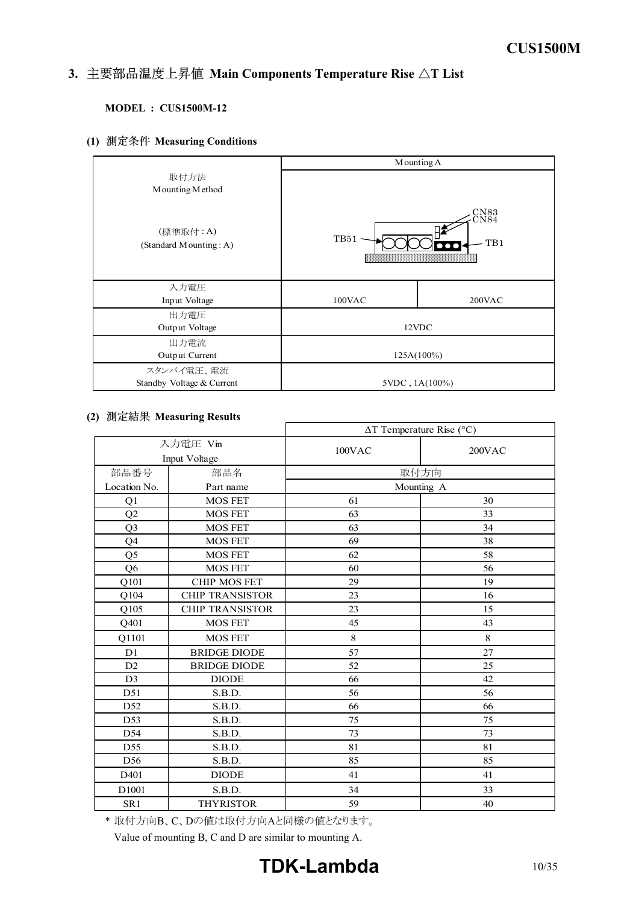## 3. 主要部品温度上昇値 Main Components Temperature Rise △T List

**MODEL : CUS1500M-12**

### (1) 測定条件 Measuring Conditions

| | Mounting A | |
|---|---|---|
| 取付方法<br>Mounting Method<br><br>(標準取付 : A)<br>(Standard Mounting : A) | TB51, CN83, CN84, TB1 | |
| 入力電圧<br>Input Voltage | 100VAC | 200VAC |
| 出力電圧<br>Output Voltage | 12VDC | |
| 出力電流<br>Output Current | 125A(100%) | |
| スタンバイ電圧、電流<br>Standby Voltage & Current | 5VDC , 1A(100%) | |

### (2) 測定結果 Measuring Results

| | | ΔT Temperature Rise (°C) | |
|---|---|---|---|
| 入力電圧 Vin<br>Input Voltage | | 100VAC | 200VAC |
| 部品番号<br>Location No. | 部品名<br>Part name | 取付方向<br>Mounting A | |
| Q1 | MOS FET | 61 | 30 |
| Q2 | MOS FET | 63 | 33 |
| Q3 | MOS FET | 63 | 34 |
| Q4 | MOS FET | 69 | 38 |
| Q5 | MOS FET | 62 | 58 |
| Q6 | MOS FET | 60 | 56 |
| Q101 | CHIP MOS FET | 29 | 19 |
| Q104 | CHIP TRANSISTOR | 23 | 16 |
| Q105 | CHIP TRANSISTOR | 23 | 15 |
| Q401 | MOS FET | 45 | 43 |
| Q1101 | MOS FET | 8 | 8 |
| D1 | BRIDGE DIODE | 57 | 27 |
| D2 | BRIDGE DIODE | 52 | 25 |
| D3 | DIODE | 66 | 42 |
| D51 | S.B.D. | 56 | 56 |
| D52 | S.B.D. | 66 | 66 |
| D53 | S.B.D. | 75 | 75 |
| D54 | S.B.D. | 73 | 73 |
| D55 | S.B.D. | 81 | 81 |
| D56 | S.B.D. | 85 | 85 |
| D401 | DIODE | 41 | 41 |
| D1001 | S.B.D. | 34 | 33 |
| SR1 | THYRISTOR | 59 | 40 |

* 取付方向B、C、Dの値は取付方向Aと同様の値となります。
Value of mounting B, C and D are similar to mounting A.

**TDK-Lambda**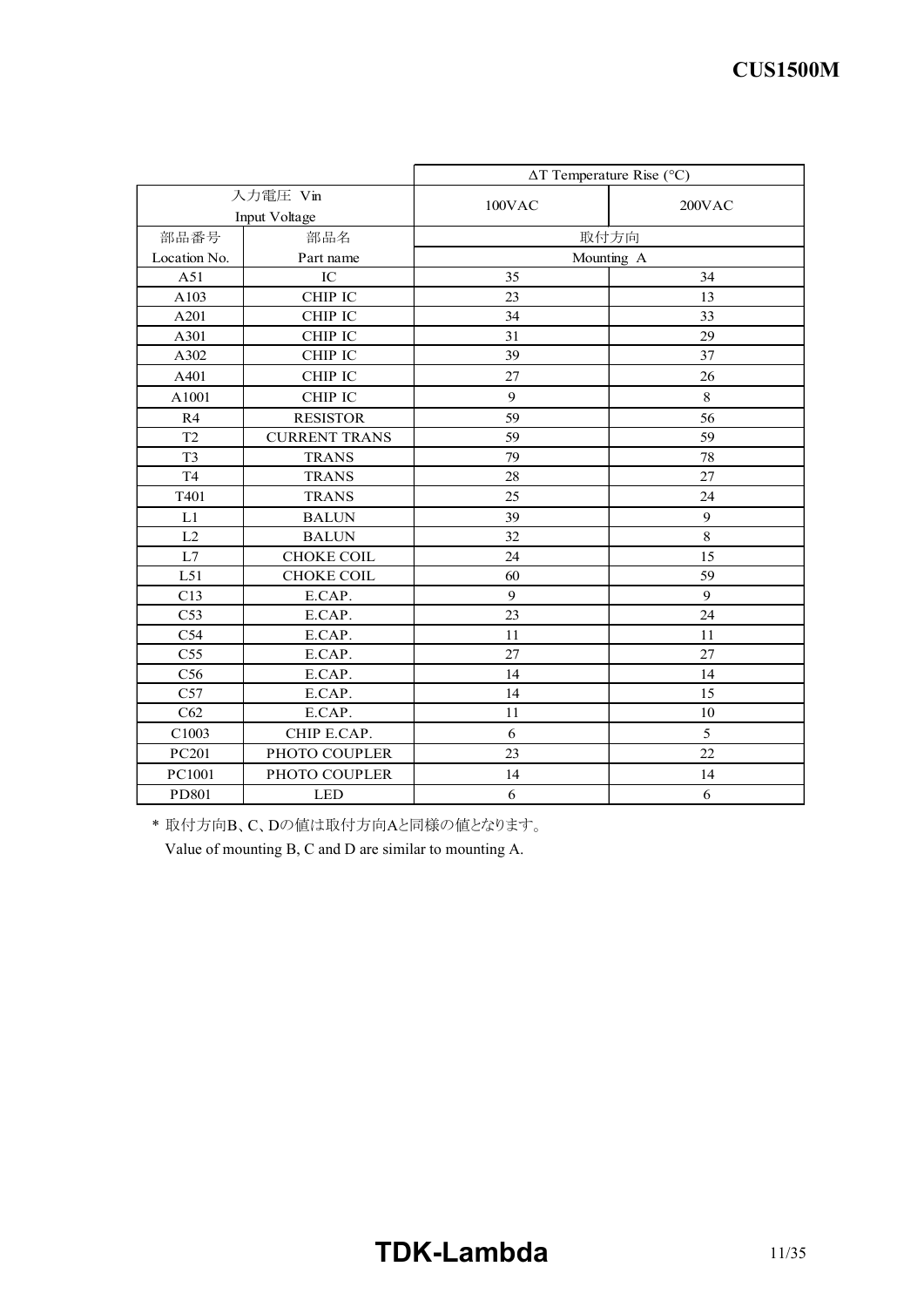| | | ΔT Temperature Rise (°C) | |
|---|---|---|---|
| 入力電圧 Vin Input Voltage | | 100VAC | 200VAC |
| 部品番号 Location No. | 部品名 Part name | 取付方向 Mounting A | |
| A51 | IC | 35 | 34 |
| A103 | CHIP IC | 23 | 13 |
| A201 | CHIP IC | 34 | 33 |
| A301 | CHIP IC | 31 | 29 |
| A302 | CHIP IC | 39 | 37 |
| A401 | CHIP IC | 27 | 26 |
| A1001 | CHIP IC | 9 | 8 |
| R4 | RESISTOR | 59 | 56 |
| T2 | CURRENT TRANS | 59 | 59 |
| T3 | TRANS | 79 | 78 |
| T4 | TRANS | 28 | 27 |
| T401 | TRANS | 25 | 24 |
| L1 | BALUN | 39 | 9 |
| L2 | BALUN | 32 | 8 |
| L7 | CHOKE COIL | 24 | 15 |
| L51 | CHOKE COIL | 60 | 59 |
| C13 | E.CAP. | 9 | 9 |
| C53 | E.CAP. | 23 | 24 |
| C54 | E.CAP. | 11 | 11 |
| C55 | E.CAP. | 27 | 27 |
| C56 | E.CAP. | 14 | 14 |
| C57 | E.CAP. | 14 | 15 |
| C62 | E.CAP. | 11 | 10 |
| C1003 | CHIP E.CAP. | 6 | 5 |
| PC201 | PHOTO COUPLER | 23 | 22 |
| PC1001 | PHOTO COUPLER | 14 | 14 |
| PD801 | LED | 6 | 6 |

* 取付方向B、C、Dの値は取付方向Aと同様の値となります。
Value of mounting B, C and D are similar to mounting A.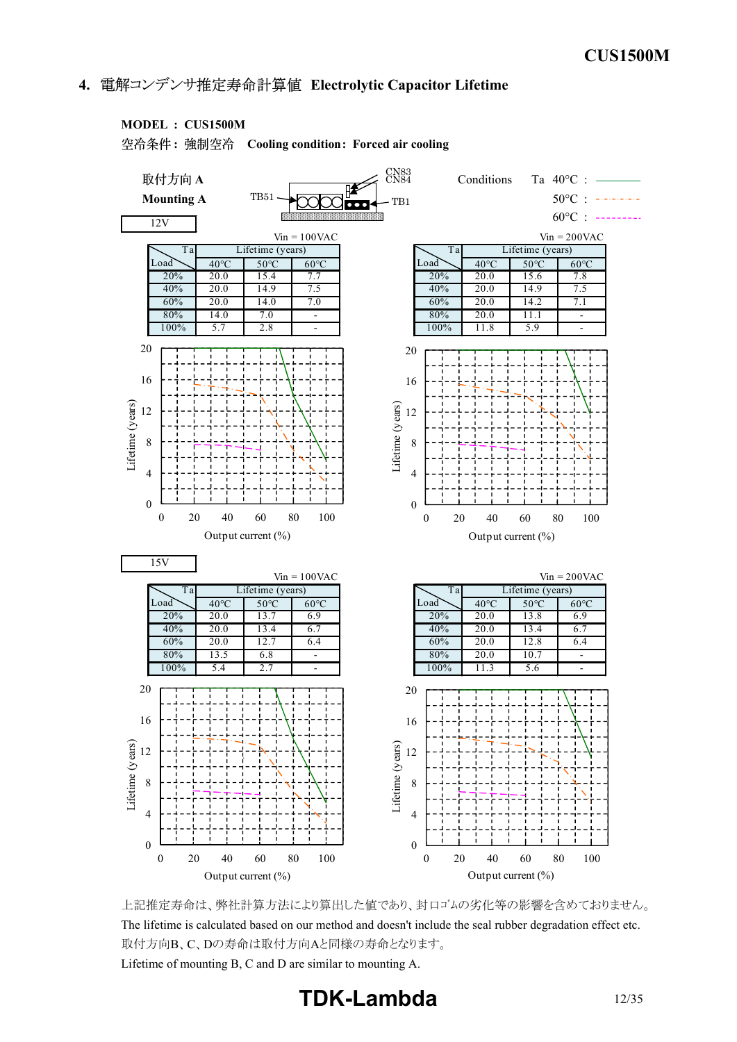## 4. 電解コンデンサ推定寿命計算値 Electrolytic Capacitor Lifetime

**MODEL : CUS1500M**

空冷条件 : 強制空冷 **Cooling condition: Forced air cooling**

取付方向 A
**Mounting A**

Conditions Ta 40°C : ――― (solid)
50°C : -・-・-
60°C : - - - -

### 12V

Vin = 100VAC

| Load \ Ta | Lifetime (years) | | |
|---|---|---|---|
| | 40°C | 50°C | 60°C |
| 20% | 20.0 | 15.4 | 7.7 |
| 40% | 20.0 | 14.9 | 7.5 |
| 60% | 20.0 | 14.0 | 7.0 |
| 80% | 14.0 | 7.0 | - |
| 100% | 5.7 | 2.8 | - |

Vin = 200VAC

| Load \ Ta | Lifetime (years) | | |
|---|---|---|---|
| | 40°C | 50°C | 60°C |
| 20% | 20.0 | 15.6 | 7.8 |
| 40% | 20.0 | 14.9 | 7.5 |
| 60% | 20.0 | 14.2 | 7.1 |
| 80% | 20.0 | 11.1 | - |
| 100% | 11.8 | 5.9 | - |

### 15V

Vin = 100VAC

| Load \ Ta | Lifetime (years) | | |
|---|---|---|---|
| | 40°C | 50°C | 60°C |
| 20% | 20.0 | 13.7 | 6.9 |
| 40% | 20.0 | 13.4 | 6.7 |
| 60% | 20.0 | 12.7 | 6.4 |
| 80% | 13.5 | 6.8 | - |
| 100% | 5.4 | 2.7 | - |

Vin = 200VAC

| Load \ Ta | Lifetime (years) | | |
|---|---|---|---|
| | 40°C | 50°C | 60°C |
| 20% | 20.0 | 13.8 | 6.9 |
| 40% | 20.0 | 13.4 | 6.7 |
| 60% | 20.0 | 12.8 | 6.4 |
| 80% | 20.0 | 10.7 | - |
| 100% | 11.3 | 5.6 | - |

上記推定寿命は、弊社計算方法により算出した値であり、封口ゴムの劣化等の影響を含めておりません。

The lifetime is calculated based on our method and doesn't include the seal rubber degradation effect etc.

取付方向B、C、Dの寿命は取付方向Aと同様の寿命となります。

Lifetime of mounting B, C and D are similar to mounting A.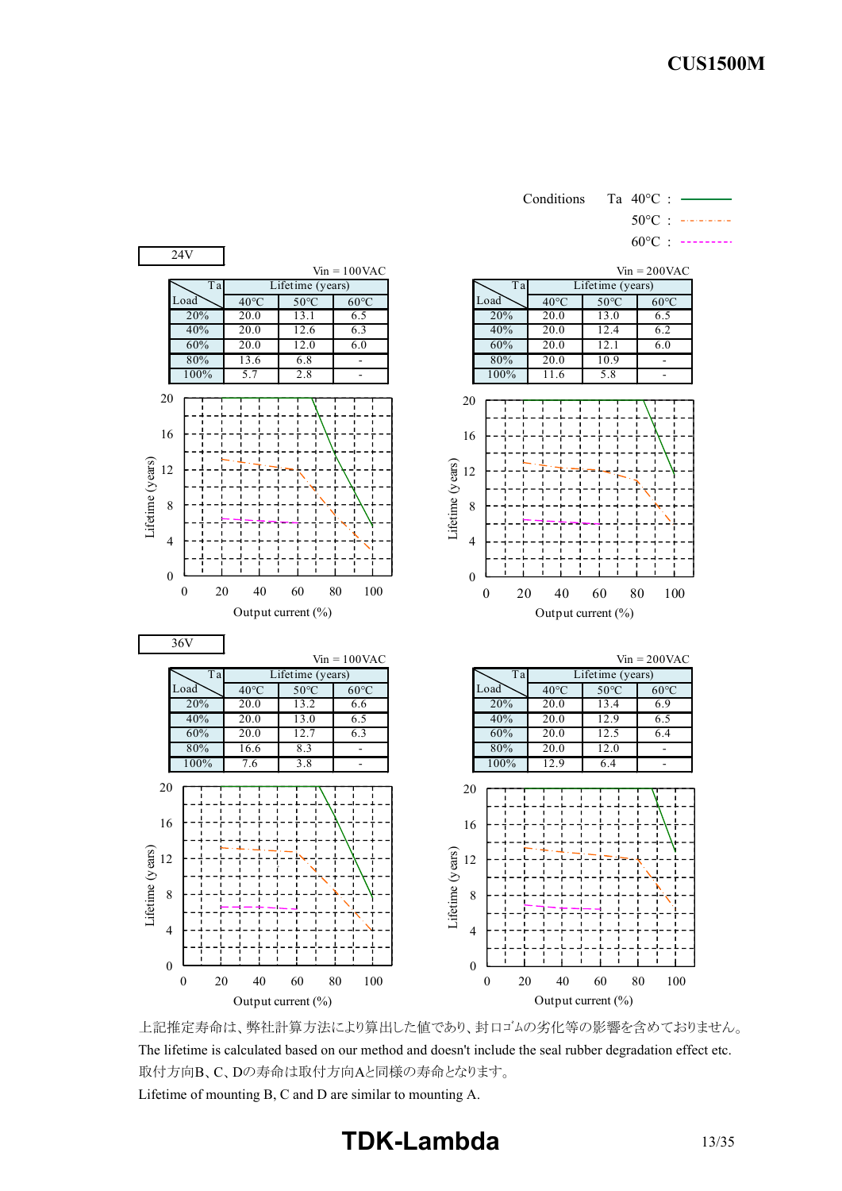Conditions Ta 40°C : ——— (solid line)
50°C : -·-·-·- (dash-dot line)
60°C : - - - - (dashed line)

## 24V

Vin = 100VAC

| Load \ Ta | Lifetime (years) | | |
|---|---|---|---|
| | 40°C | 50°C | 60°C |
| 20% | 20.0 | 13.1 | 6.5 |
| 40% | 20.0 | 12.6 | 6.3 |
| 60% | 20.0 | 12.0 | 6.0 |
| 80% | 13.6 | 6.8 | - |
| 100% | 5.7 | 2.8 | - |

Vin = 200VAC

| Load \ Ta | Lifetime (years) | | |
|---|---|---|---|
| | 40°C | 50°C | 60°C |
| 20% | 20.0 | 13.0 | 6.5 |
| 40% | 20.0 | 12.4 | 6.2 |
| 60% | 20.0 | 12.1 | 6.0 |
| 80% | 20.0 | 10.9 | - |
| 100% | 11.6 | 5.8 | - |

## 36V

Vin = 100VAC

| Load \ Ta | Lifetime (years) | | |
|---|---|---|---|
| | 40°C | 50°C | 60°C |
| 20% | 20.0 | 13.2 | 6.6 |
| 40% | 20.0 | 13.0 | 6.5 |
| 60% | 20.0 | 12.7 | 6.3 |
| 80% | 16.6 | 8.3 | - |
| 100% | 7.6 | 3.8 | - |

Vin = 200VAC

| Load \ Ta | Lifetime (years) | | |
|---|---|---|---|
| | 40°C | 50°C | 60°C |
| 20% | 20.0 | 13.4 | 6.9 |
| 40% | 20.0 | 12.9 | 6.5 |
| 60% | 20.0 | 12.5 | 6.4 |
| 80% | 20.0 | 12.0 | - |
| 100% | 12.9 | 6.4 | - |

上記推定寿命は、弊社計算方法により算出した値であり、封口ゴムの劣化等の影響を含めておりません。

The lifetime is calculated based on our method and doesn't include the seal rubber degradation effect etc.

取付方向B、C、Dの寿命は取付方向Aと同様の寿命となります。

Lifetime of mounting B, C and D are similar to mounting A.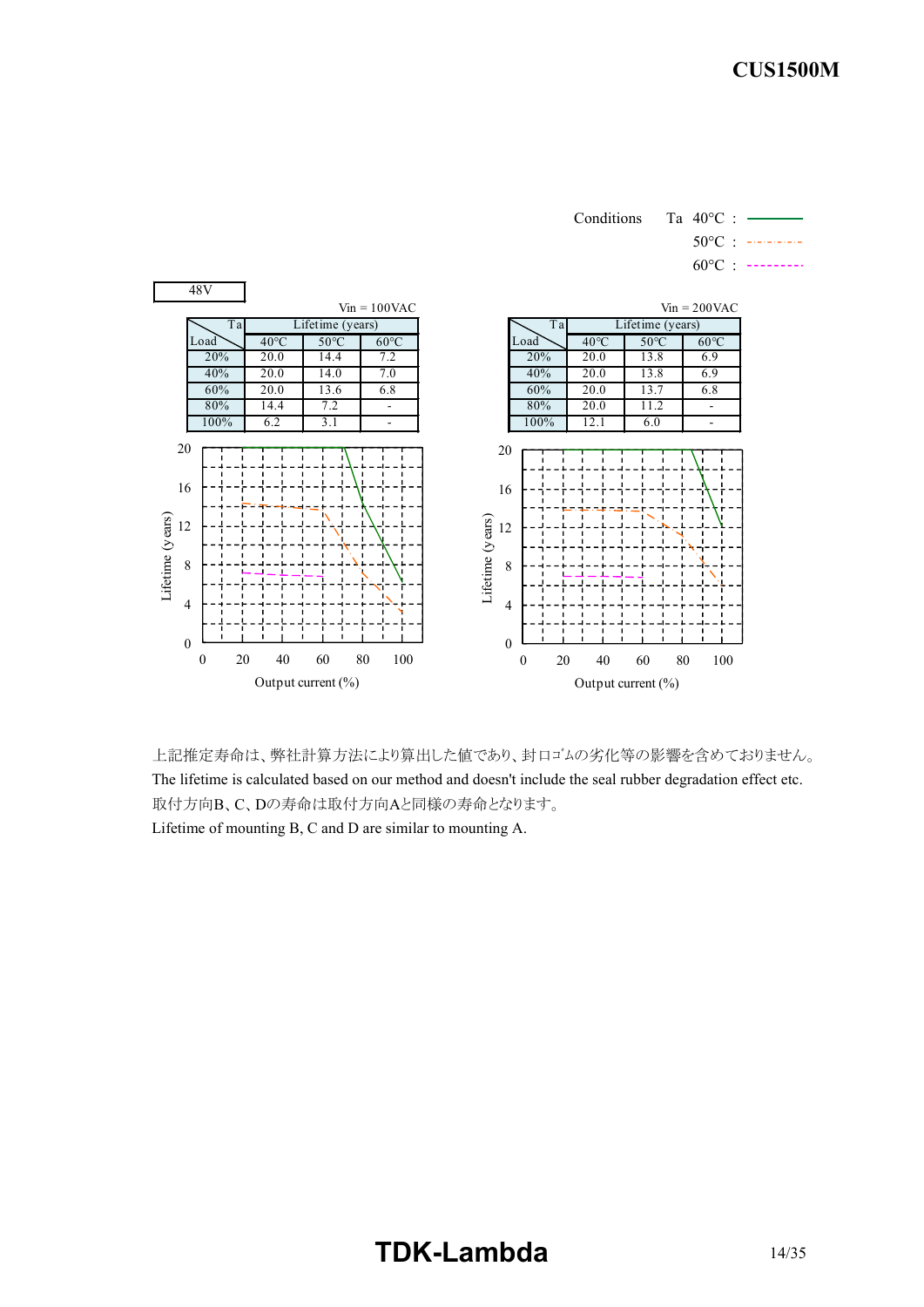Conditions Ta 40°C : ———
50°C : -·-·-·-
60°C : - - - - -

48V

Vin = 100VAC

| Load \ Ta | Lifetime (years) 40°C | 50°C | 60°C |
|---|---|---|---|
| 20% | 20.0 | 14.4 | 7.2 |
| 40% | 20.0 | 14.0 | 7.0 |
| 60% | 20.0 | 13.6 | 6.8 |
| 80% | 14.4 | 7.2 | - |
| 100% | 6.2 | 3.1 | - |

Vin = 200VAC

| Load \ Ta | Lifetime (years) 40°C | 50°C | 60°C |
|---|---|---|---|
| 20% | 20.0 | 13.8 | 6.9 |
| 40% | 20.0 | 13.8 | 6.9 |
| 60% | 20.0 | 13.7 | 6.8 |
| 80% | 20.0 | 11.2 | - |
| 100% | 12.1 | 6.0 | - |

上記推定寿命は、弊社計算方法により算出した値であり、封口ゴムの劣化等の影響を含めておりません。
The lifetime is calculated based on our method and doesn't include the seal rubber degradation effect etc.
取付方向B、C、Dの寿命は取付方向Aと同様の寿命となります。
Lifetime of mounting B, C and D are similar to mounting A.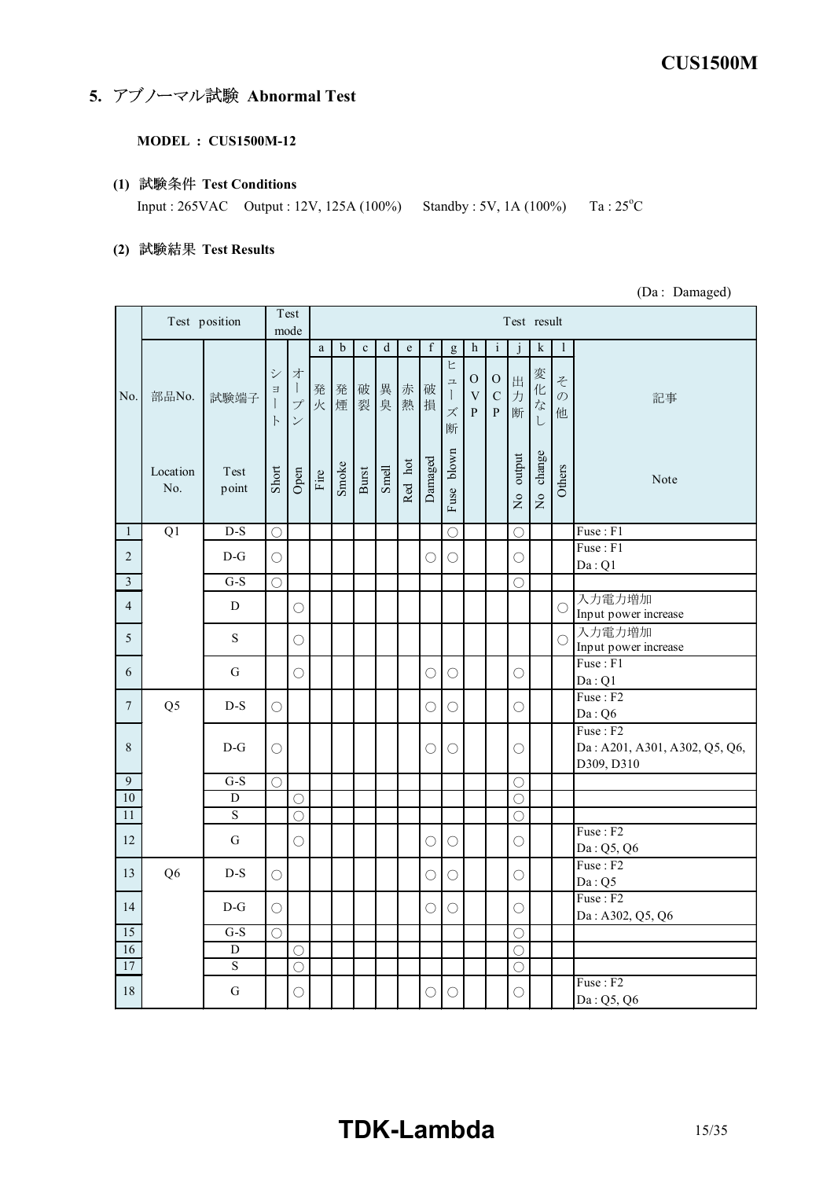## 5. アブノーマル試験 Abnormal Test

**MODEL : CUS1500M-12**

**(1) 試験条件 Test Conditions**

Input : 265VAC Output : 12V, 125A (100%) Standby : 5V, 1A (100%) Ta : 25°C

**(2) 試験結果 Test Results**

(Da : Damaged)

| No. | Test position | | Test mode | | Test result | | | | | | | | | | | | |
|---|---|---|---|---|---|---|---|---|---|---|---|---|---|---|---|---|---|
| | | | | | a | b | c | d | e | f | g | h | i | j | k | l | |
| | 部品No. Location No. | 試験端子 Test point | ショート Short | オープン Open | 発火 Fire | 発煙 Smoke | 破裂 Burst | 異臭 Smell | 赤熱 Red hot | 破損 Damaged | ヒューズ断 Fuse blown | OVP | OCP | 出力断 No output | 変化なし No change | その他 Others | 記事 Note |
| 1 | Q1 | D-S | ○ | | | | | | | | ○ | | | ○ | | | Fuse : F1 |
| 2 | | D-G | ○ | | | | | | | ○ | ○ | | | ○ | | | Fuse : F1 Da : Q1 |
| 3 | | G-S | ○ | | | | | | | | | | | ○ | | | |
| 4 | | D | | ○ | | | | | | | | | | | | ○ | 入力電力増加 Input power increase |
| 5 | | S | | ○ | | | | | | | | | | | | ○ | 入力電力増加 Input power increase |
| 6 | | G | | ○ | | | | | | ○ | ○ | | | ○ | | | Fuse : F1 Da : Q1 |
| 7 | Q5 | D-S | ○ | | | | | | | ○ | ○ | | | ○ | | | Fuse : F2 Da : Q6 |
| 8 | | D-G | ○ | | | | | | | ○ | ○ | | | ○ | | | Fuse : F2 Da : A201, A301, A302, Q5, Q6, D309, D310 |
| 9 | | G-S | ○ | | | | | | | | | | | ○ | | | |
| 10 | | D | | ○ | | | | | | | | | | ○ | | | |
| 11 | | S | | ○ | | | | | | | | | | ○ | | | |
| 12 | | G | | ○ | | | | | | ○ | ○ | | | ○ | | | Fuse : F2 Da : Q5, Q6 |
| 13 | Q6 | D-S | ○ | | | | | | | ○ | ○ | | | ○ | | | Fuse : F2 Da : Q5 |
| 14 | | D-G | ○ | | | | | | | ○ | ○ | | | ○ | | | Fuse : F2 Da : A302, Q5, Q6 |
| 15 | | G-S | ○ | | | | | | | | | | | ○ | | | |
| 16 | | D | | ○ | | | | | | | | | | ○ | | | |
| 17 | | S | | ○ | | | | | | | | | | ○ | | | |
| 18 | | G | | ○ | | | | | | ○ | ○ | | | ○ | | | Fuse : F2 Da : Q5, Q6 |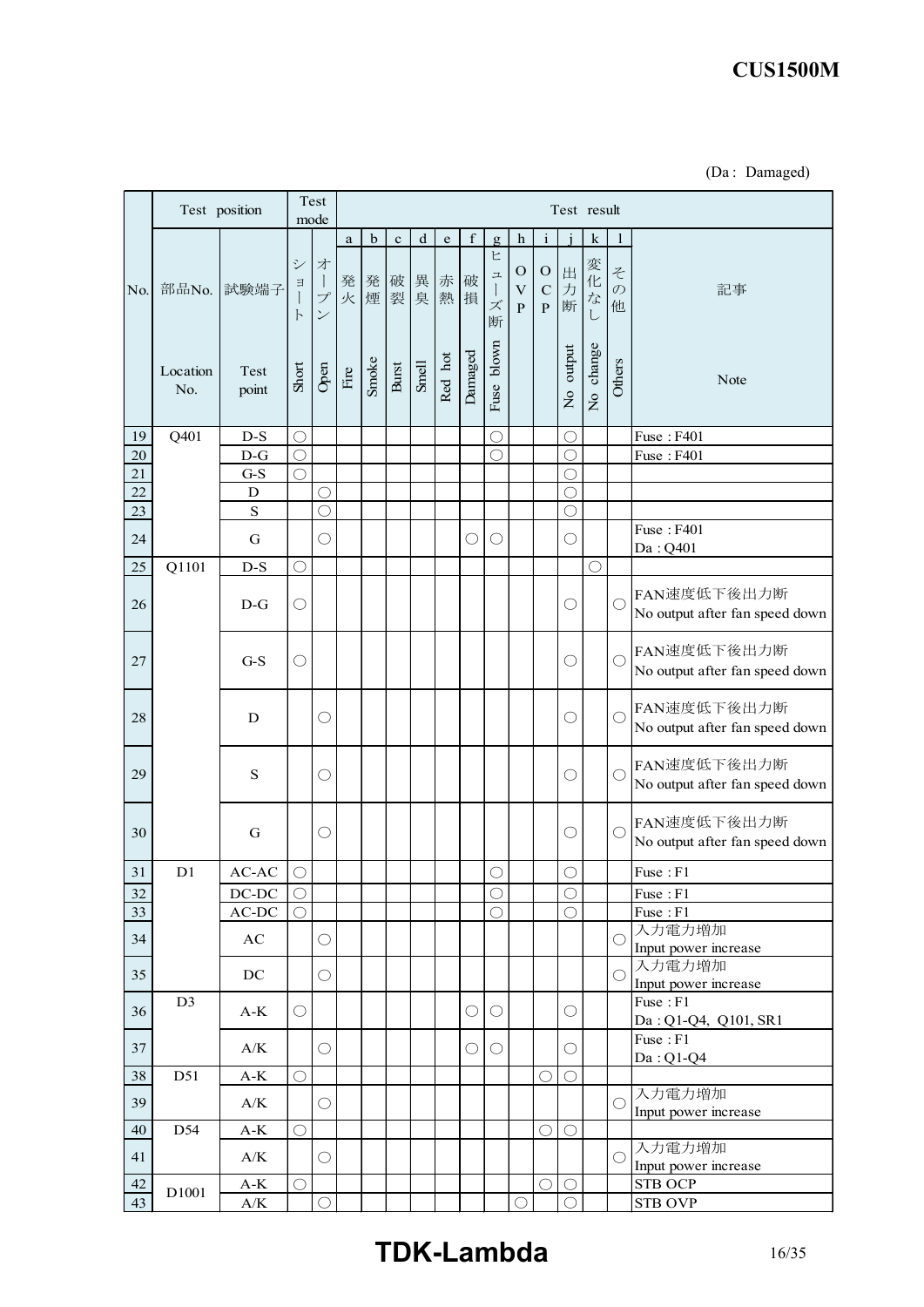(Da : Damaged)

| No. | Test position | | Test mode | | Test result | | | | | | | | | | | | |
|---|---|---|---|---|---|---|---|---|---|---|---|---|---|---|---|---|---|
| | | | | | a | b | c | d | e | f | g | h | i | j | k | l | |
| No. | 部品No. Location No. | 試験端子 Test point | ショート Short | オープン Open | 発火 Fire | 発煙 Smoke | 破裂 Burst | 異臭 Smell | 赤熱 Red hot | 破損 Damaged | ヒューズ断 Fuse blown | OVP | OCP | 出力断 No output | 変化なし No change | その他 Others | 記事 Note |
| 19 | Q401 | D-S | ○ | | | | | | | | ○ | | | ○ | | | Fuse : F401 |
| 20 | | D-G | ○ | | | | | | | | ○ | | | ○ | | | Fuse : F401 |
| 21 | | G-S | ○ | | | | | | | | | | | ○ | | | |
| 22 | | D | | ○ | | | | | | | | | | ○ | | | |
| 23 | | S | | ○ | | | | | | | | | | ○ | | | |
| 24 | | G | | ○ | | | | | | ○ | ○ | | | ○ | | | Fuse : F401<br>Da : Q401 |
| 25 | Q1101 | D-S | ○ | | | | | | | | | | | | ○ | | |
| 26 | | D-G | ○ | | | | | | | | | | | ○ | | ○ | FAN速度低下後出力断<br>No output after fan speed down |
| 27 | | G-S | ○ | | | | | | | | | | | ○ | | ○ | FAN速度低下後出力断<br>No output after fan speed down |
| 28 | | D | | ○ | | | | | | | | | | ○ | | ○ | FAN速度低下後出力断<br>No output after fan speed down |
| 29 | | S | | ○ | | | | | | | | | | ○ | | ○ | FAN速度低下後出力断<br>No output after fan speed down |
| 30 | | G | | ○ | | | | | | | | | | ○ | | ○ | FAN速度低下後出力断<br>No output after fan speed down |
| 31 | D1 | AC-AC | ○ | | | | | | | | ○ | | | ○ | | | Fuse : F1 |
| 32 | | DC-DC | ○ | | | | | | | | ○ | | | ○ | | | Fuse : F1 |
| 33 | | AC-DC | ○ | | | | | | | | ○ | | | ○ | | | Fuse : F1 |
| 34 | | AC | | ○ | | | | | | | | | | | | ○ | 入力電力増加<br>Input power increase |
| 35 | | DC | | ○ | | | | | | | | | | | | ○ | 入力電力増加<br>Input power increase |
| 36 | D3 | A-K | ○ | | | | | | | ○ | ○ | | | ○ | | | Fuse : F1<br>Da : Q1-Q4, Q101, SR1 |
| 37 | | A/K | | ○ | | | | | | ○ | ○ | | | ○ | | | Fuse : F1<br>Da : Q1-Q4 |
| 38 | D51 | A-K | ○ | | | | | | | | | | ○ | ○ | | | |
| 39 | | A/K | | ○ | | | | | | | | | | | | ○ | 入力電力増加<br>Input power increase |
| 40 | D54 | A-K | ○ | | | | | | | | | | ○ | ○ | | | |
| 41 | | A/K | | ○ | | | | | | | | | | | | ○ | 入力電力増加<br>Input power increase |
| 42 | D1001 | A-K | ○ | | | | | | | | | | ○ | ○ | | | STB OCP |
| 43 | | A/K | | ○ | | | | | | | | ○ | | ○ | | | STB OVP |

TDK-Lambda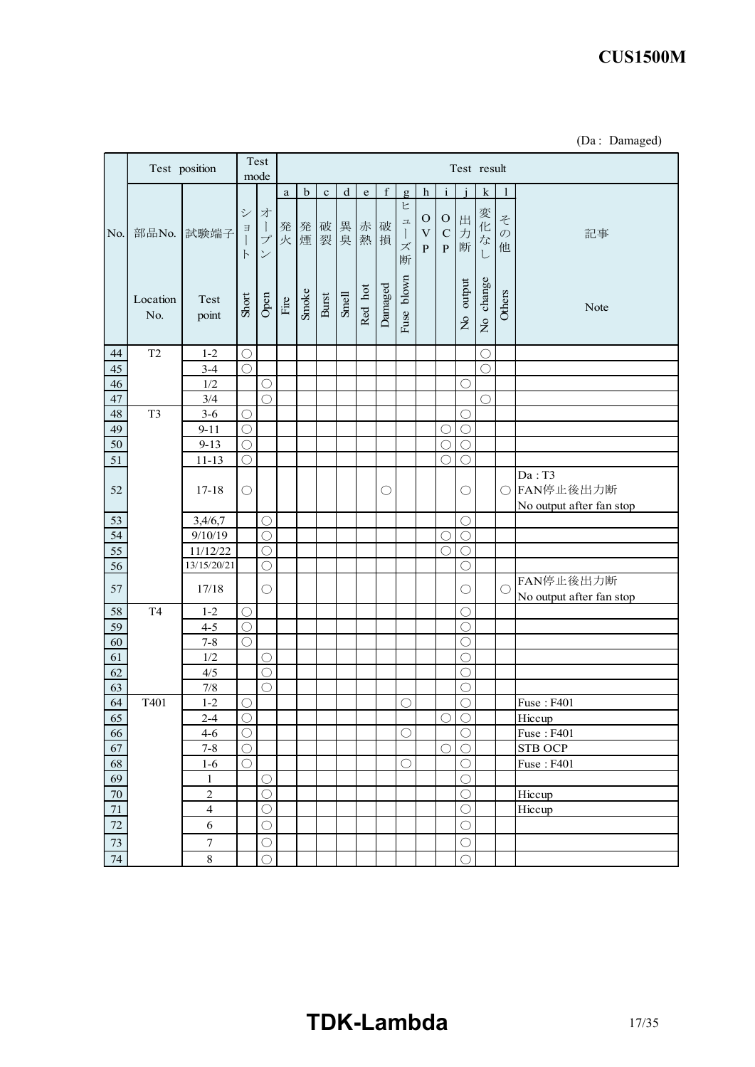(Da : Damaged)

| No. | Test position | | Test mode | | Test result | | | | | | | | | | | | |
|---|---|---|---|---|---|---|---|---|---|---|---|---|---|---|---|---|---|
| | | | | | a | b | c | d | e | f | g | h | i | j | k | l | |
| | 部品No. Location No. | 試験端子 Test point | ショート Short | オープン Open | 発火 Fire | 発煙 Smoke | 破裂 Burst | 異臭 Smell | 赤熱 Red hot | 破損 Damaged | ヒューズ断 Fuse blown | OVP | OCP | 出力断 No output | 変化なし No change | その他 Others | 記事 Note |
| 44 | T2 | 1-2 | ○ | | | | | | | | | | | | ○ | | |
| 45 | | 3-4 | ○ | | | | | | | | | | | | ○ | | |
| 46 | | 1/2 | | ○ | | | | | | | | | | ○ | | | |
| 47 | | 3/4 | | ○ | | | | | | | | | | | ○ | | |
| 48 | T3 | 3-6 | ○ | | | | | | | | | | | ○ | | | |
| 49 | | 9-11 | ○ | | | | | | | | | | ○ | ○ | | | |
| 50 | | 9-13 | ○ | | | | | | | | | | ○ | ○ | | | |
| 51 | | 11-13 | ○ | | | | | | | | | | ○ | ○ | | | |
| 52 | | 17-18 | ○ | | | | | | | ○ | | | | ○ | | ○ | Da : T3<br>FAN停止後出力断<br>No output after fan stop |
| 53 | | 3,4/6,7 | | ○ | | | | | | | | | | ○ | | | |
| 54 | | 9/10/19 | | ○ | | | | | | | | | ○ | ○ | | | |
| 55 | | 11/12/22 | | ○ | | | | | | | | | ○ | ○ | | | |
| 56 | | 13/15/20/21 | | ○ | | | | | | | | | | ○ | | | |
| 57 | | 17/18 | | ○ | | | | | | | | | | ○ | | ○ | FAN停止後出力断<br>No output after fan stop |
| 58 | T4 | 1-2 | ○ | | | | | | | | | | | ○ | | | |
| 59 | | 4-5 | ○ | | | | | | | | | | | ○ | | | |
| 60 | | 7-8 | ○ | | | | | | | | | | | ○ | | | |
| 61 | | 1/2 | | ○ | | | | | | | | | | ○ | | | |
| 62 | | 4/5 | | ○ | | | | | | | | | | ○ | | | |
| 63 | | 7/8 | | ○ | | | | | | | | | | ○ | | | |
| 64 | T401 | 1-2 | ○ | | | | | | | | ○ | | | ○ | | | Fuse : F401 |
| 65 | | 2-4 | ○ | | | | | | | | | | ○ | ○ | | | Hiccup |
| 66 | | 4-6 | ○ | | | | | | | | ○ | | | ○ | | | Fuse : F401 |
| 67 | | 7-8 | ○ | | | | | | | | | | ○ | ○ | | | STB OCP |
| 68 | | 1-6 | ○ | | | | | | | | ○ | | | ○ | | | Fuse : F401 |
| 69 | | 1 | | ○ | | | | | | | | | | ○ | | | |
| 70 | | 2 | | ○ | | | | | | | | | | ○ | | | Hiccup |
| 71 | | 4 | | ○ | | | | | | | | | | ○ | | | Hiccup |
| 72 | | 6 | | ○ | | | | | | | | | | ○ | | | |
| 73 | | 7 | | ○ | | | | | | | | | | ○ | | | |
| 74 | | 8 | | ○ | | | | | | | | | | ○ | | | |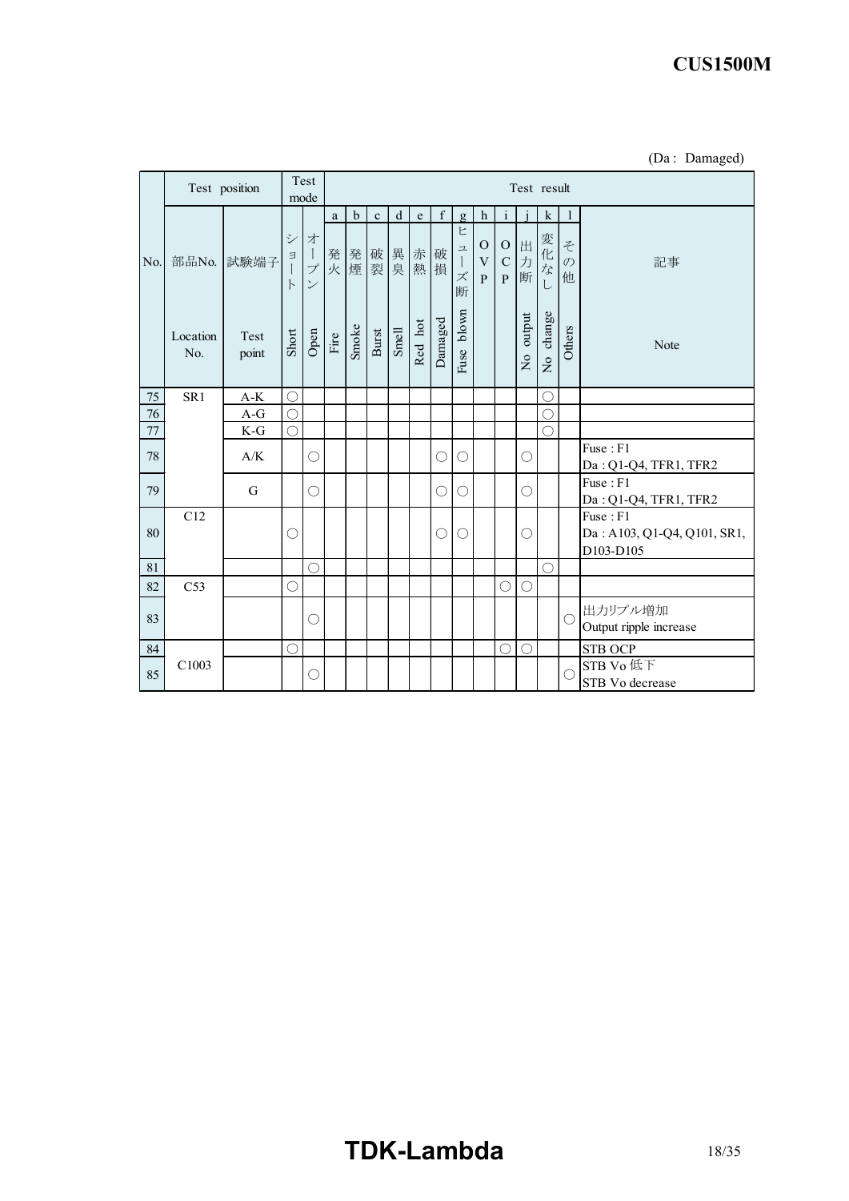(Da : Damaged)

| No. | Test position | | Test mode | | Test result | | | | | | | | | | | | |
|---|---|---|---|---|---|---|---|---|---|---|---|---|---|---|---|---|---|
| | | | | | a | b | c | d | e | f | g | h | i | j | k | l | |
| | 部品No. | 試験端子 | ショート | オープン | 発火 | 発煙 | 破裂 | 異臭 | 赤熱 | 破損 | ヒューズ断 | OVP | OCP | 出力断 | 変化なし | その他 | 記事 |
| | Location No. | Test point | Short | Open | Fire | Smoke | Burst | Smell | Red hot | Damaged | Fuse blown | | | No output | No change | Others | Note |
| 75 | SR1 | A-K | ○ | | | | | | | | | | | | ○ | | |
| 76 | | A-G | ○ | | | | | | | | | | | | ○ | | |
| 77 | | K-G | ○ | | | | | | | | | | | | ○ | | |
| 78 | | A/K | | ○ | | | | | | ○ | ○ | | | ○ | | | Fuse : F1<br>Da : Q1-Q4, TFR1, TFR2 |
| 79 | | G | | ○ | | | | | | ○ | ○ | | | ○ | | | Fuse : F1<br>Da : Q1-Q4, TFR1, TFR2 |
| 80 | C12 | | ○ | | | | | | | ○ | ○ | | | ○ | | | Fuse : F1<br>Da : A103, Q1-Q4, Q101, SR1, D103-D105 |
| 81 | | | | ○ | | | | | | | | | | | ○ | | |
| 82 | C53 | | ○ | | | | | | | | | | ○ | ○ | | | |
| 83 | | | | ○ | | | | | | | | | | | | ○ | 出力リプル増加<br>Output ripple increase |
| 84 | C1003 | | ○ | | | | | | | | | | ○ | ○ | | | STB OCP |
| 85 | | | | ○ | | | | | | | | | | | | ○ | STB Vo 低下<br>STB Vo decrease |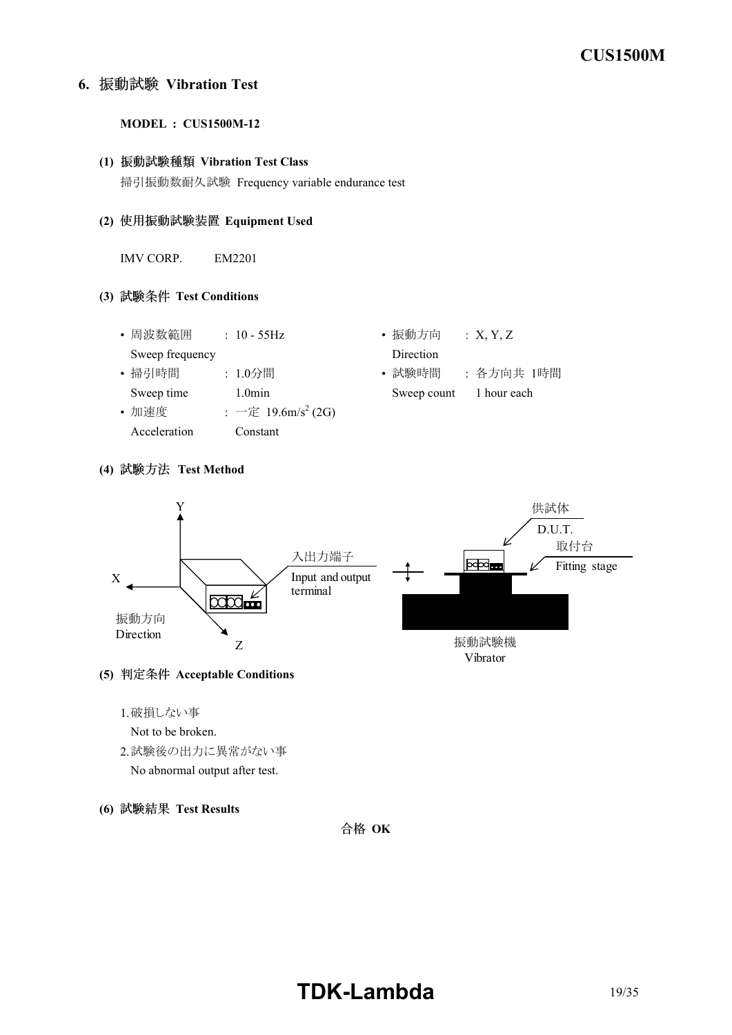## 6. 振動試験 Vibration Test

**MODEL : CUS1500M-12**

**(1) 振動試験種類 Vibration Test Class**

掃引振動数耐久試験 Frequency variable endurance test

**(2) 使用振動試験装置 Equipment Used**

IMV CORP. EM2201

**(3) 試験条件 Test Conditions**

- 周波数範囲 Sweep frequency : 10 - 55Hz
- 掃引時間 Sweep time : 1.0分間 1.0min
- 加速度 Acceleration : 一定 Constant 19.6m/s$^2$ (2G)
- 振動方向 Direction : X, Y, Z
- 試験時間 Sweep count : 各方向共 1時間 1 hour each

**(4) 試験方法 Test Method**

Y
X
Z
振動方向 Direction
入出力端子 Input and output terminal
供試体 D.U.T.
取付台 Fitting stage
振動試験機 Vibrator

**(5) 判定条件 Acceptable Conditions**

1. 破損しない事
   Not to be broken.
2. 試験後の出力に異常がない事
   No abnormal output after test.

**(6) 試験結果 Test Results**

合格 **OK**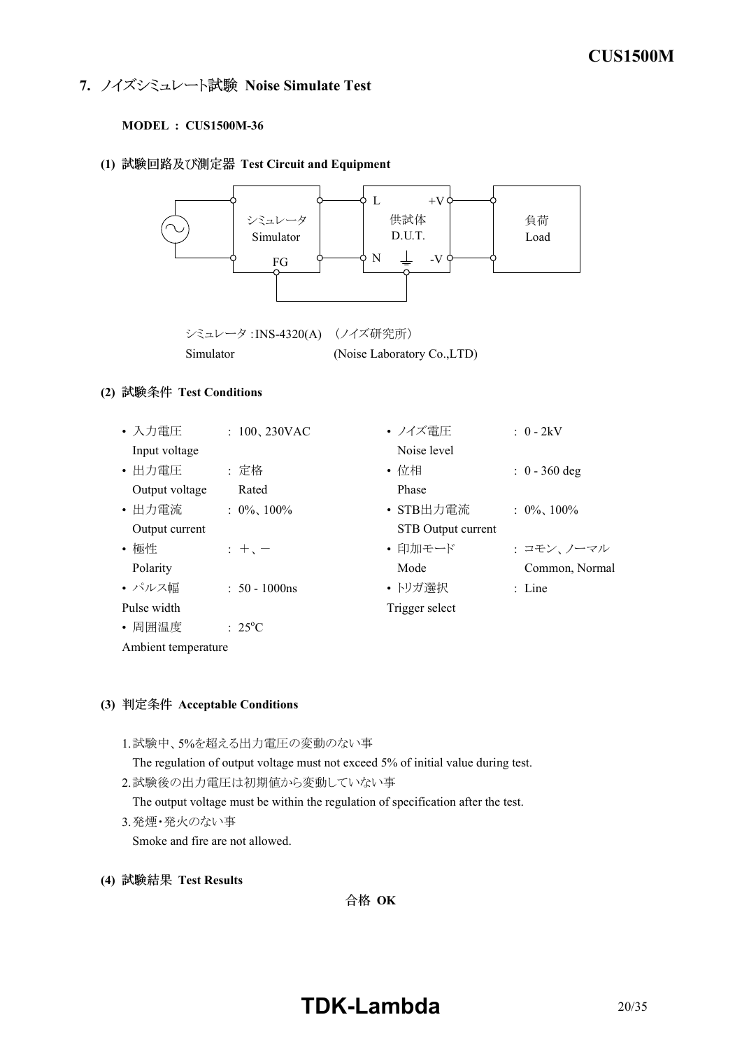## 7. ノイズシミュレート試験 Noise Simulate Test

**MODEL : CUS1500M-36**

**(1) 試験回路及び測定器 Test Circuit and Equipment**

シミュレータ Simulator / FG / L / N / +V / -V / 供試体 D.U.T. / 負荷 Load

シミュレータ :INS-4320(A) （ノイズ研究所）
Simulator (Noise Laboratory Co.,LTD)

**(2) 試験条件 Test Conditions**

- 入力電圧 Input voltage : 100、230VAC
- 出力電圧 Output voltage : 定格 Rated
- 出力電流 Output current : 0%、100%
- 極性 Polarity : ＋、－
- パルス幅 Pulse width : 50 - 1000ns
- 周囲温度 Ambient temperature : 25°C
- ノイズ電圧 Noise level : 0 - 2kV
- 位相 Phase : 0 - 360 deg
- STB出力電流 STB Output current : 0%、100%
- 印加モード Mode : コモン、ノーマル Common, Normal
- トリガ選択 Trigger select : Line

**(3) 判定条件 Acceptable Conditions**

1. 試験中、5%を超える出力電圧の変動のない事
   The regulation of output voltage must not exceed 5% of initial value during test.
2. 試験後の出力電圧は初期値から変動していない事
   The output voltage must be within the regulation of specification after the test.
3. 発煙・発火のない事
   Smoke and fire are not allowed.

**(4) 試験結果 Test Results**

合格 **OK**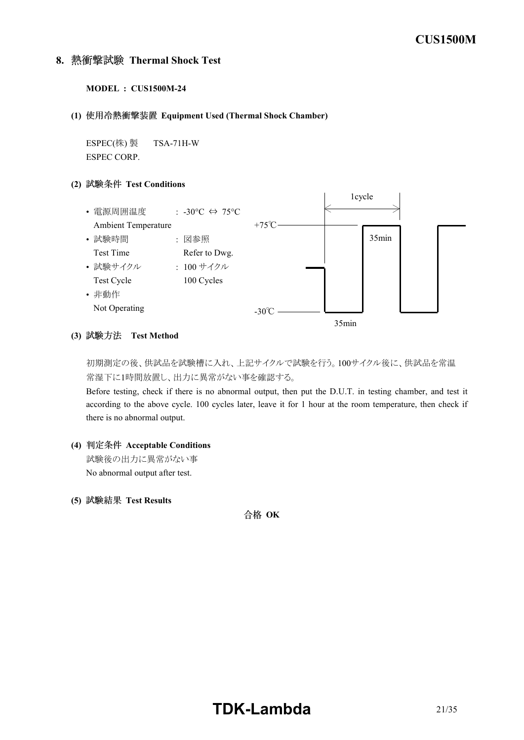## 8. 熱衝撃試験 Thermal Shock Test

**MODEL : CUS1500M-24**

**(1) 使用冷熱衝撃装置 Equipment Used (Thermal Shock Chamber)**

ESPEC(株) 製　　TSA-71H-W
ESPEC CORP.

**(2) 試験条件 Test Conditions**

- 電源周囲温度 Ambient Temperature : -30°C ⇔ 75°C
- 試験時間 Test Time : 図参照 Refer to Dwg.
- 試験サイクル Test Cycle : 100 サイクル 100 Cycles
- 非動作 Not Operating

1cycle

+75℃　35min

-30℃　35min

**(3) 試験方法　Test Method**

初期測定の後、供試品を試験槽に入れ、上記サイクルで試験を行う。100サイクル後に、供試品を常温常湿下に1時間放置し、出力に異常がない事を確認する。

Before testing, check if there is no abnormal output, then put the D.U.T. in testing chamber, and test it according to the above cycle. 100 cycles later, leave it for 1 hour at the room temperature, then check if there is no abnormal output.

**(4) 判定条件 Acceptable Conditions**

試験後の出力に異常がない事
No abnormal output after test.

**(5) 試験結果 Test Results**

合格 **OK**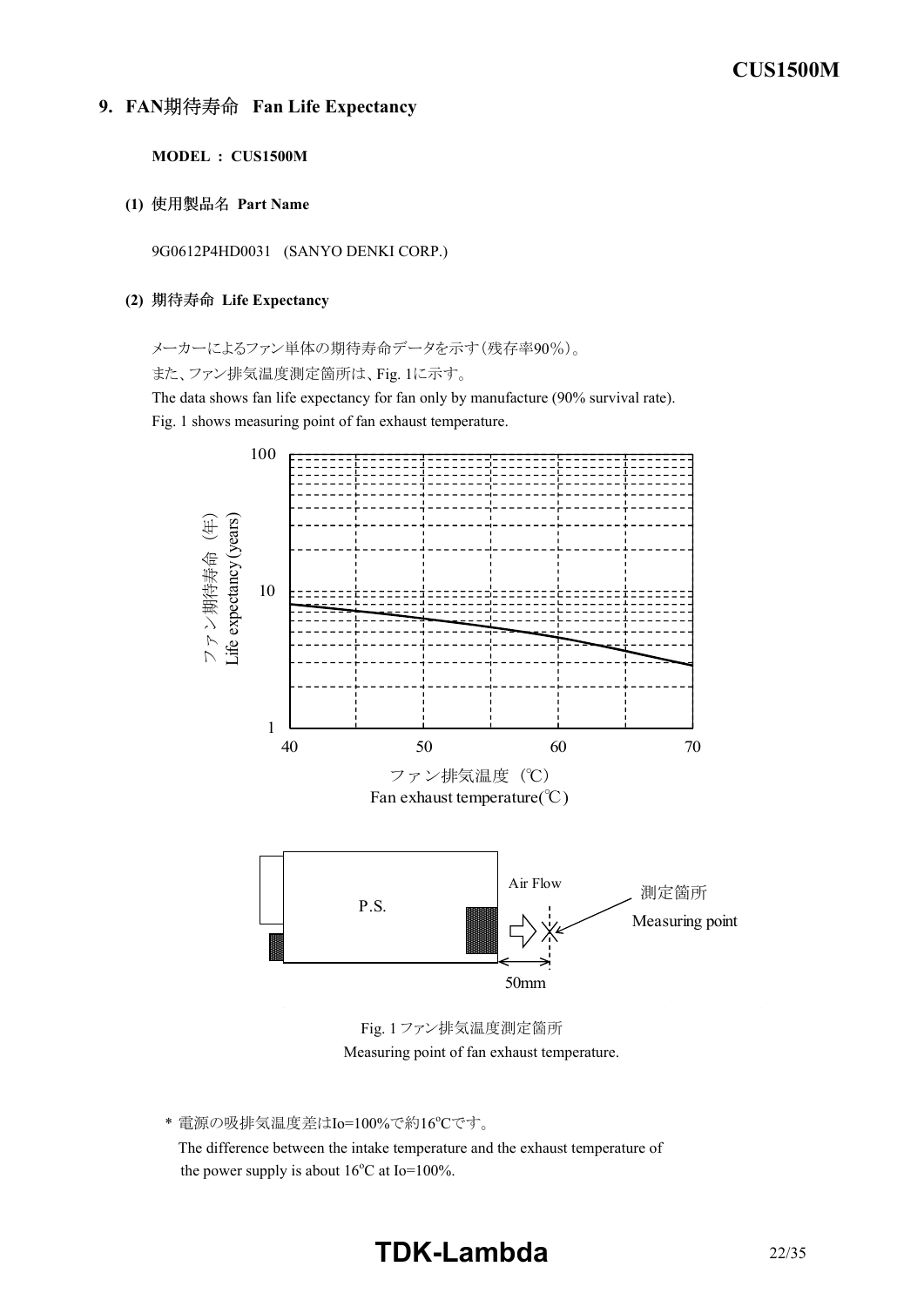## 9. FAN期待寿命 Fan Life Expectancy

**MODEL : CUS1500M**

**(1) 使用製品名 Part Name**

9G0612P4HD0031 (SANYO DENKI CORP.)

**(2) 期待寿命 Life Expectancy**

メーカーによるファン単体の期待寿命データを示す(残存率90%)。
また、ファン排気温度測定箇所は、Fig. 1に示す。
The data shows fan life expectancy for fan only by manufacture (90% survival rate).
Fig. 1 shows measuring point of fan exhaust temperature.

ファン期待寿命（年）
Life expectancy (years)

ファン排気温度（℃）
Fan exhaust temperature(℃)

P.S.

Air Flow

測定箇所
Measuring point

50mm

Fig. 1 ファン排気温度測定箇所
Measuring point of fan exhaust temperature.

\* 電源の吸排気温度差はIo=100%で約16°Cです。
The difference between the intake temperature and the exhaust temperature of the power supply is about 16°C at Io=100%.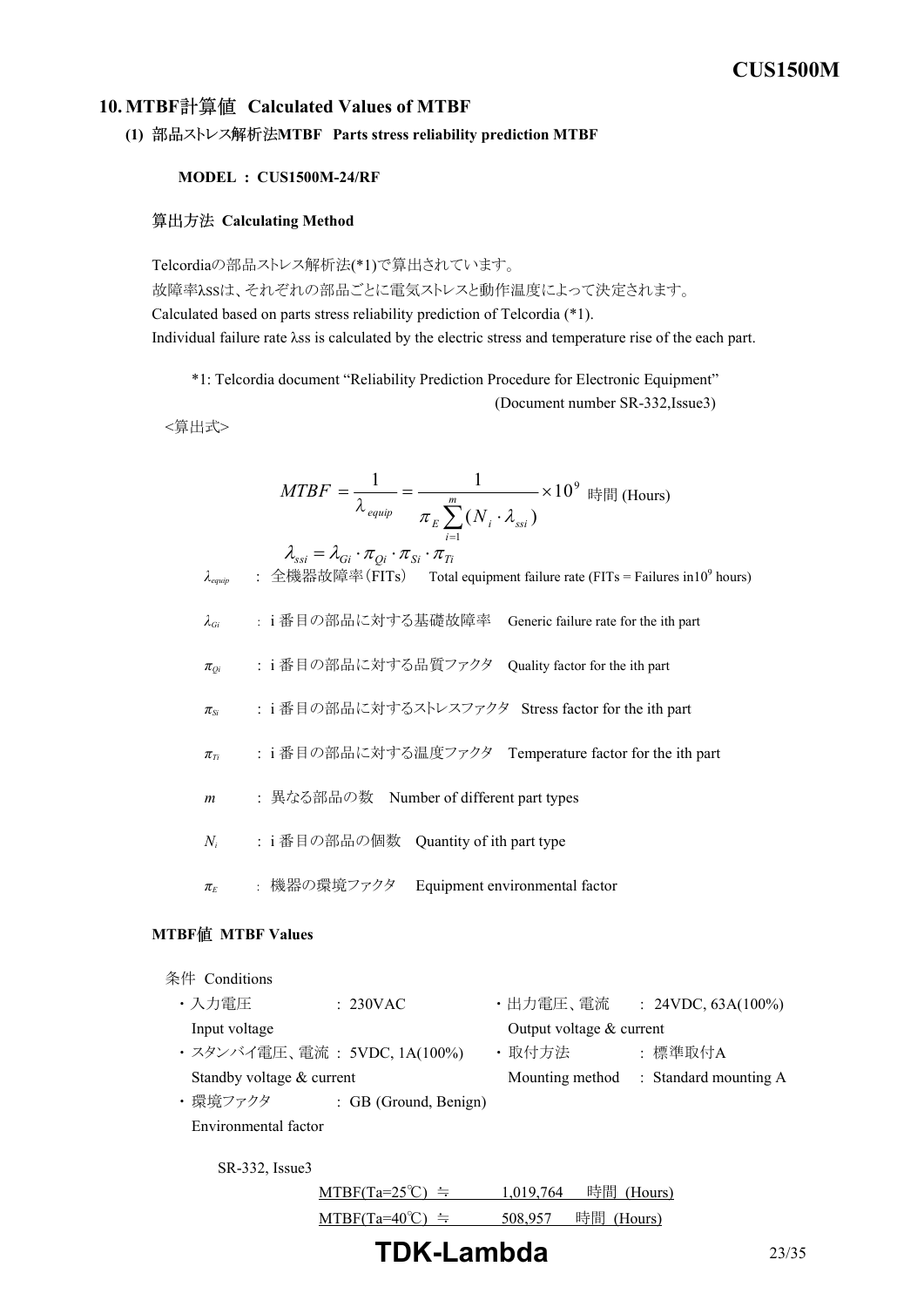## 10. MTBF計算値 Calculated Values of MTBF

### (1) 部品ストレス解析法MTBF Parts stress reliability prediction MTBF

**MODEL : CUS1500M-24/RF**

#### 算出方法 Calculating Method

Telcordiaの部品ストレス解析法(*1)で算出されています。
故障率λssは、それぞれの部品ごとに電気ストレスと動作温度によって決定されます。
Calculated based on parts stress reliability prediction of Telcordia (*1).
Individual failure rate λss is calculated by the electric stress and temperature rise of the each part.

*1: Telcordia document "Reliability Prediction Procedure for Electronic Equipment" (Document number SR-332,Issue3)

<算出式>

$$MTBF = \frac{1}{\lambda_{equip}} = \frac{1}{\pi_E \sum_{i=1}^{m} (N_i \cdot \lambda_{ssi})} \times 10^9 \text{ 時間 (Hours)}$$

$$\lambda_{ssi} = \lambda_{Gi} \cdot \pi_{Qi} \cdot \pi_{Si} \cdot \pi_{Ti}$$

- $\lambda_{equip}$ : 全機器故障率(FITs) Total equipment failure rate (FITs = Failures in$10^9$ hours)
- $\lambda_{Gi}$ : i 番目の部品に対する基礎故障率 Generic failure rate for the ith part
- $\pi_{Qi}$ : i 番目の部品に対する品質ファクタ Quality factor for the ith part
- $\pi_{Si}$ : i 番目の部品に対するストレスファクタ Stress factor for the ith part
- $\pi_{Ti}$ : i 番目の部品に対する温度ファクタ Temperature factor for the ith part
- $m$ : 異なる部品の数 Number of different part types
- $N_i$ : i 番目の部品の個数 Quantity of ith part type
- $\pi_E$ : 機器の環境ファクタ Equipment environmental factor

#### MTBF値 MTBF Values

条件 Conditions

- 入力電圧 Input voltage : 230VAC
- 出力電圧、電流 Output voltage & current : 24VDC, 63A(100%)
- スタンバイ電圧、電流 Standby voltage & current : 5VDC, 1A(100%)
- 取付方法 Mounting method : 標準取付A Standard mounting A
- 環境ファクタ Environmental factor : GB (Ground, Benign)

SR-332, Issue3

MTBF(Ta=25℃) ≒ 1,019,764 時間 (Hours)

MTBF(Ta=40℃) ≒ 508,957 時間 (Hours)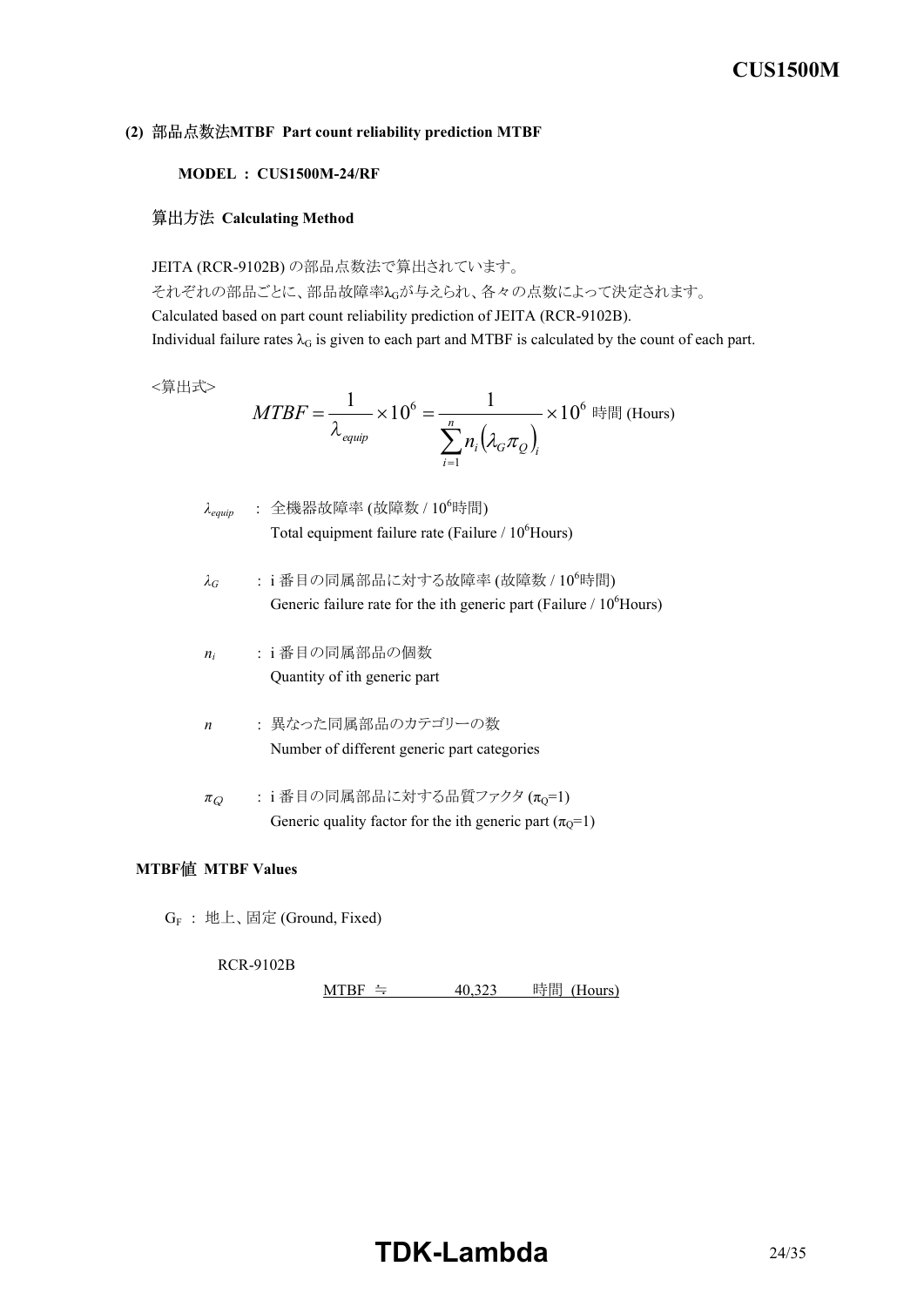### (2) 部品点数法MTBF Part count reliability prediction MTBF

**MODEL : CUS1500M-24/RF**

#### 算出方法 Calculating Method

JEITA (RCR-9102B) の部品点数法で算出されています。
それぞれの部品ごとに、部品故障率$\lambda_G$が与えられ、各々の点数によって決定されます。
Calculated based on part count reliability prediction of JEITA (RCR-9102B).
Individual failure rates $\lambda_G$ is given to each part and MTBF is calculated by the count of each part.

<算出式>

$$MTBF = \frac{1}{\lambda_{equip}} \times 10^6 = \frac{1}{\sum_{i=1}^{n} n_i \left(\lambda_G \pi_Q\right)_i} \times 10^6 \text{ 時間 (Hours)}$$

$\lambda_{equip}$ : 全機器故障率 (故障数 / $10^6$時間)
Total equipment failure rate (Failure / $10^6$Hours)

$\lambda_G$ : i 番目の同属部品に対する故障率 (故障数 / $10^6$時間)
Generic failure rate for the ith generic part (Failure / $10^6$Hours)

$n_i$ : i 番目の同属部品の個数
Quantity of ith generic part

$n$ : 異なった同属部品のカテゴリーの数
Number of different generic part categories

$\pi_Q$ : i 番目の同属部品に対する品質ファクタ ($\pi_Q$=1)
Generic quality factor for the ith generic part ($\pi_Q$=1)

#### MTBF値 MTBF Values

$G_F$ : 地上、固定 (Ground, Fixed)

RCR-9102B

MTBF ≒ 40,323 時間 (Hours)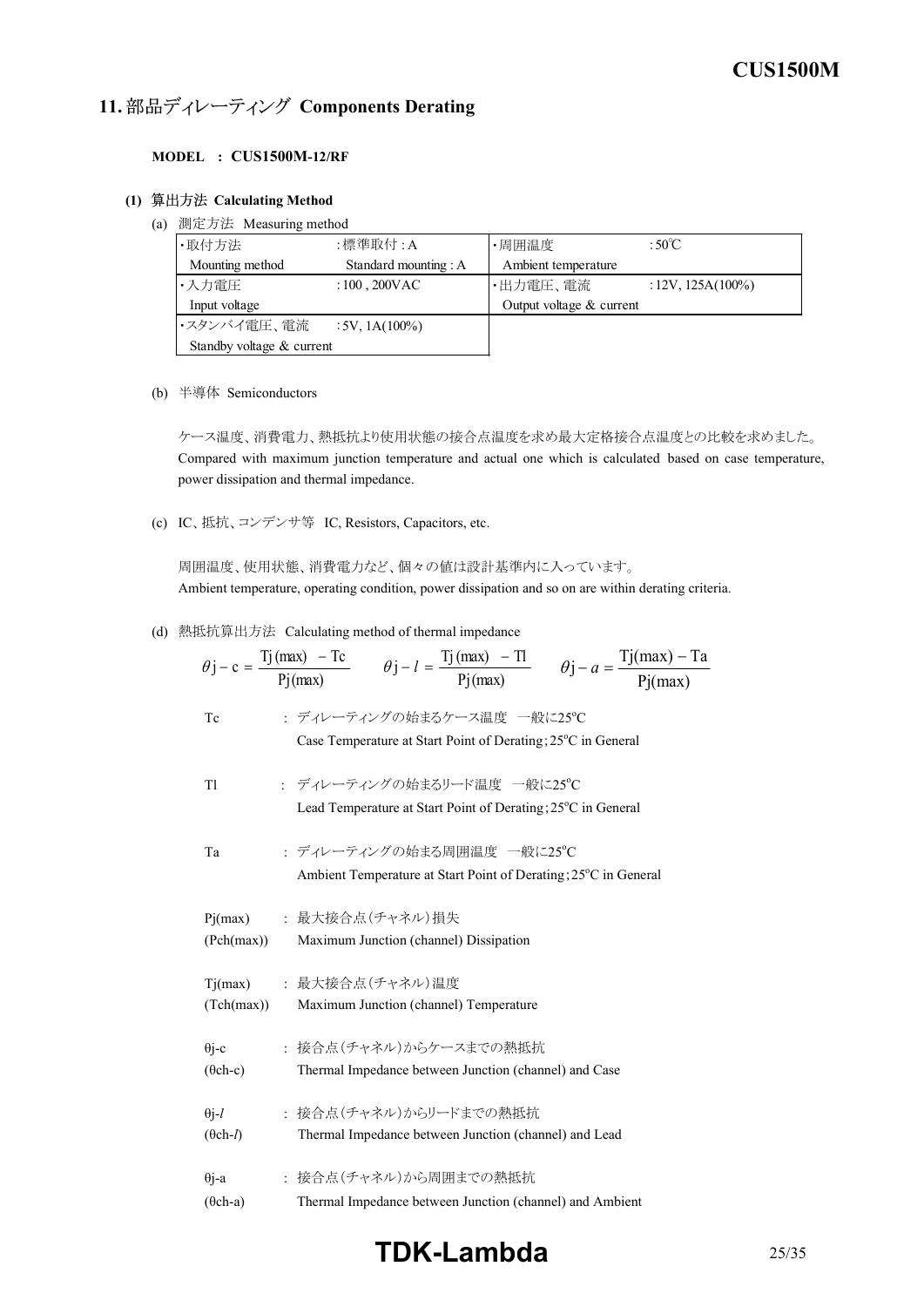## 11. 部品ディレーティング Components Derating

**MODEL : CUS1500M-12/RF**

### (1) 算出方法 Calculating Method

(a) 測定方法 Measuring method

| ・取付方法 Mounting method | :標準取付 : A Standard mounting : A | ・周囲温度 Ambient temperature | : 50℃ |
|---|---|---|---|
| ・入力電圧 Input voltage | : 100 , 200VAC | ・出力電圧、電流 Output voltage & current | : 12V, 125A(100%) |
| ・スタンバイ電圧、電流 Standby voltage & current | : 5V, 1A(100%) | | |

(b) 半導体 Semiconductors

ケース温度、消費電力、熱抵抗より使用状態の接合点温度を求め最大定格接合点温度との比較を求めました。
Compared with maximum junction temperature and actual one which is calculated based on case temperature, power dissipation and thermal impedance.

(c) IC、抵抗、コンデンサ等 IC, Resistors, Capacitors, etc.

周囲温度、使用状態、消費電力など、個々の値は設計基準内に入っています。
Ambient temperature, operating condition, power dissipation and so on are within derating criteria.

(d) 熱抵抗算出方法 Calculating method of thermal impedance

$$\theta j - c = \frac{Tj(max) - Tc}{Pj(max)} \qquad \theta j - l = \frac{Tj(max) - Tl}{Pj(max)} \qquad \theta j - a = \frac{Tj(max) - Ta}{Pj(max)}$$

Tc : ディレーティングの始まるケース温度 一般に25°C
Case Temperature at Start Point of Derating; 25°C in General

Tl : ディレーティングの始まるリード温度 一般に25°C
Lead Temperature at Start Point of Derating; 25°C in General

Ta : ディレーティングの始まる周囲温度 一般に25°C
Ambient Temperature at Start Point of Derating; 25°C in General

Pj(max) (Pch(max)) : 最大接合点(チャネル)損失
Maximum Junction (channel) Dissipation

Tj(max) (Tch(max)) : 最大接合点(チャネル)温度
Maximum Junction (channel) Temperature

θj-c (θch-c) : 接合点(チャネル)からケースまでの熱抵抗
Thermal Impedance between Junction (channel) and Case

θj-*l* (θch-*l*) : 接合点(チャネル)からリードまでの熱抵抗
Thermal Impedance between Junction (channel) and Lead

θj-a (θch-a) : 接合点(チャネル)から周囲までの熱抵抗
Thermal Impedance between Junction (channel) and Ambient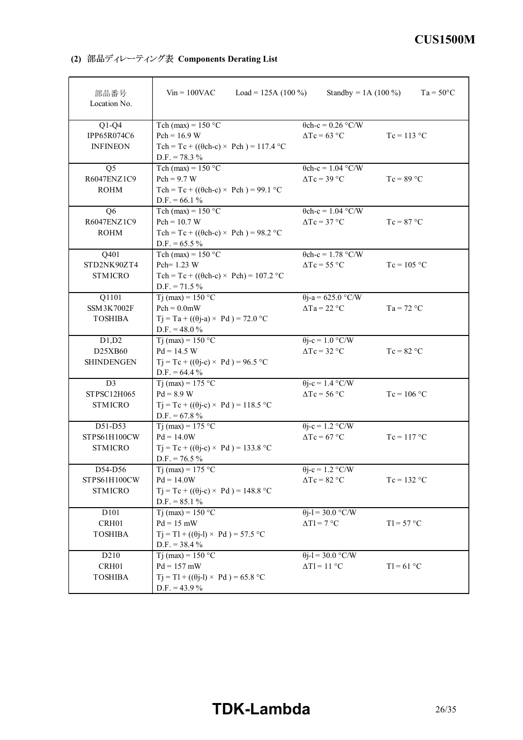**(2)** 部品ディレーティング表 **Components Derating List**

| 部品番号<br>Location No. | Vin = 100VAC　　Load = 125A (100 %)　　Standby = 1A (100 %)　　Ta = 50°C | | |
|---|---|---|---|
| Q1-Q4<br>IPP65R074C6<br>INFINEON | Tch (max) = 150 °C<br>Pch = 16.9 W<br>Tch = Tc + ((θch-c) × Pch ) = 117.4 °C<br>D.F. = 78.3 % | θch-c = 0.26 °C/W<br>ΔTc = 63 °C | Tc = 113 °C |
| Q5<br>R6047ENZ1C9<br>ROHM | Tch (max) = 150 °C<br>Pch = 9.7 W<br>Tch = Tc + ((θch-c) × Pch ) = 99.1 °C<br>D.F. = 66.1 % | θch-c = 1.04 °C/W<br>ΔTc = 39 °C | Tc = 89 °C |
| Q6<br>R6047ENZ1C9<br>ROHM | Tch (max) = 150 °C<br>Pch = 10.7 W<br>Tch = Tc + ((θch-c) × Pch ) = 98.2 °C<br>D.F. = 65.5 % | θch-c = 1.04 °C/W<br>ΔTc = 37 °C | Tc = 87 °C |
| Q401<br>STD2NK90ZT4<br>STMICRO | Tch (max) = 150 °C<br>Pch= 1.23 W<br>Tch = Tc + ((θch-c) × Pch) = 107.2 °C<br>D.F. = 71.5 % | θch-c = 1.78 °C/W<br>ΔTc = 55 °C | Tc = 105 °C |
| Q1101<br>SSM3K7002F<br>TOSHIBA | Tj (max) = 150 °C<br>Pch = 0.0mW<br>Tj = Ta + ((θj-a) × Pd ) = 72.0 °C<br>D.F. = 48.0 % | θj-a = 625.0 °C/W<br>ΔTa = 22 °C | Ta = 72 °C |
| D1,D2<br>D25XB60<br>SHINDENGEN | Tj (max) = 150 °C<br>Pd = 14.5 W<br>Tj = Tc + ((θj-c) × Pd ) = 96.5 °C<br>D.F. = 64.4 % | θj-c = 1.0 °C/W<br>ΔTc = 32 °C | Tc = 82 °C |
| D3<br>STPSC12H065<br>STMICRO | Tj (max) = 175 °C<br>Pd = 8.9 W<br>Tj = Tc + ((θj-c) × Pd ) = 118.5 °C<br>D.F. = 67.8 % | θj-c = 1.4 °C/W<br>ΔTc = 56 °C | Tc = 106 °C |
| D51-D53<br>STPS61H100CW<br>STMICRO | Tj (max) = 175 °C<br>Pd = 14.0W<br>Tj = Tc + ((θj-c) × Pd ) = 133.8 °C<br>D.F. = 76.5 % | θj-c = 1.2 °C/W<br>ΔTc = 67 °C | Tc = 117 °C |
| D54-D56<br>STPS61H100CW<br>STMICRO | Tj (max) = 175 °C<br>Pd = 14.0W<br>Tj = Tc + ((θj-c) × Pd ) = 148.8 °C<br>D.F. = 85.1 % | θj-c = 1.2 °C/W<br>ΔTc = 82 °C | Tc = 132 °C |
| D101<br>CRH01<br>TOSHIBA | Tj (max) = 150 °C<br>Pd = 15 mW<br>Tj = Tl + ((θj-l) × Pd ) = 57.5 °C<br>D.F. = 38.4 % | θj-l = 30.0 °C/W<br>ΔTl = 7 °C | Tl = 57 °C |
| D210<br>CRH01<br>TOSHIBA | Tj (max) = 150 °C<br>Pd = 157 mW<br>Tj = Tl + ((θj-l) × Pd ) = 65.8 °C<br>D.F. = 43.9 % | θj-l = 30.0 °C/W<br>ΔTl = 11 °C | Tl = 61 °C |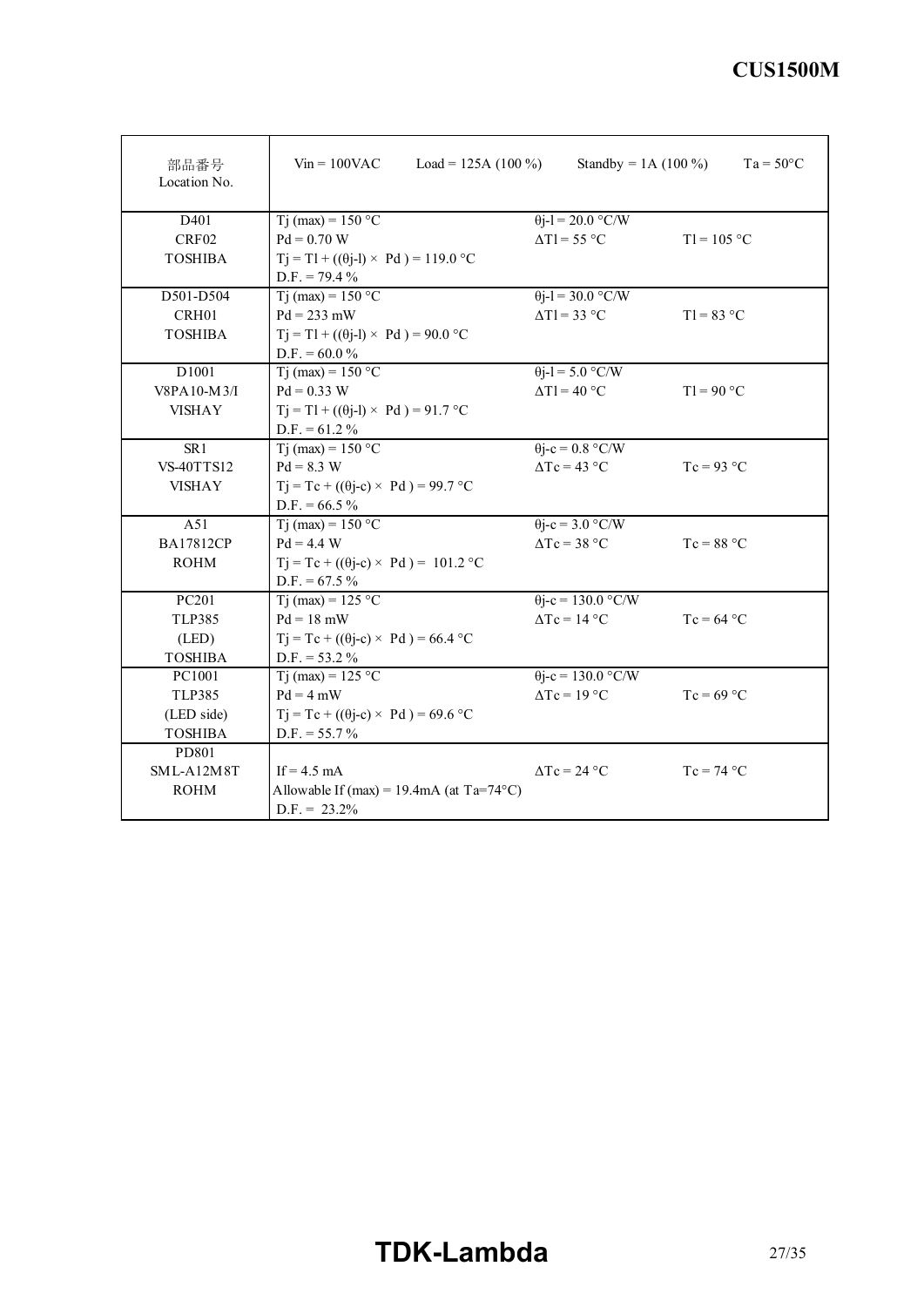| 部品番号<br>Location No. | Vin = 100VAC &nbsp;&nbsp; Load = 125A (100 %) | Standby = 1A (100 %) | Ta = 50°C |
|---|---|---|---|
| D401<br>CRF02<br>TOSHIBA | Tj (max) = 150 °C<br>Pd = 0.70 W<br>Tj = Tl + ((θj-l) × Pd ) = 119.0 °C<br>D.F. = 79.4 % | θj-l = 20.0 °C/W<br>ΔTl = 55 °C | <br>Tl = 105 °C |
| D501-D504<br>CRH01<br>TOSHIBA | Tj (max) = 150 °C<br>Pd = 233 mW<br>Tj = Tl + ((θj-l) × Pd ) = 90.0 °C<br>D.F. = 60.0 % | θj-l = 30.0 °C/W<br>ΔTl = 33 °C | <br>Tl = 83 °C |
| D1001<br>V8PA10-M3/I<br>VISHAY | Tj (max) = 150 °C<br>Pd = 0.33 W<br>Tj = Tl + ((θj-l) × Pd ) = 91.7 °C<br>D.F. = 61.2 % | θj-l = 5.0 °C/W<br>ΔTl = 40 °C | <br>Tl = 90 °C |
| SR1<br>VS-40TTS12<br>VISHAY | Tj (max) = 150 °C<br>Pd = 8.3 W<br>Tj = Tc + ((θj-c) × Pd ) = 99.7 °C<br>D.F. = 66.5 % | θj-c = 0.8 °C/W<br>ΔTc = 43 °C | <br>Tc = 93 °C |
| A51<br>BA17812CP<br>ROHM | Tj (max) = 150 °C<br>Pd = 4.4 W<br>Tj = Tc + ((θj-c) × Pd ) = 101.2 °C<br>D.F. = 67.5 % | θj-c = 3.0 °C/W<br>ΔTc = 38 °C | <br>Tc = 88 °C |
| PC201<br>TLP385<br>(LED)<br>TOSHIBA | Tj (max) = 125 °C<br>Pd = 18 mW<br>Tj = Tc + ((θj-c) × Pd ) = 66.4 °C<br>D.F. = 53.2 % | θj-c = 130.0 °C/W<br>ΔTc = 14 °C | <br>Tc = 64 °C |
| PC1001<br>TLP385<br>(LED side)<br>TOSHIBA | Tj (max) = 125 °C<br>Pd = 4 mW<br>Tj = Tc + ((θj-c) × Pd ) = 69.6 °C<br>D.F. = 55.7 % | θj-c = 130.0 °C/W<br>ΔTc = 19 °C | <br>Tc = 69 °C |
| PD801<br>SML-A12M8T<br>ROHM | If = 4.5 mA<br>Allowable If (max) = 19.4mA (at Ta=74°C)<br>D.F. = 23.2% | ΔTc = 24 °C | Tc = 74 °C |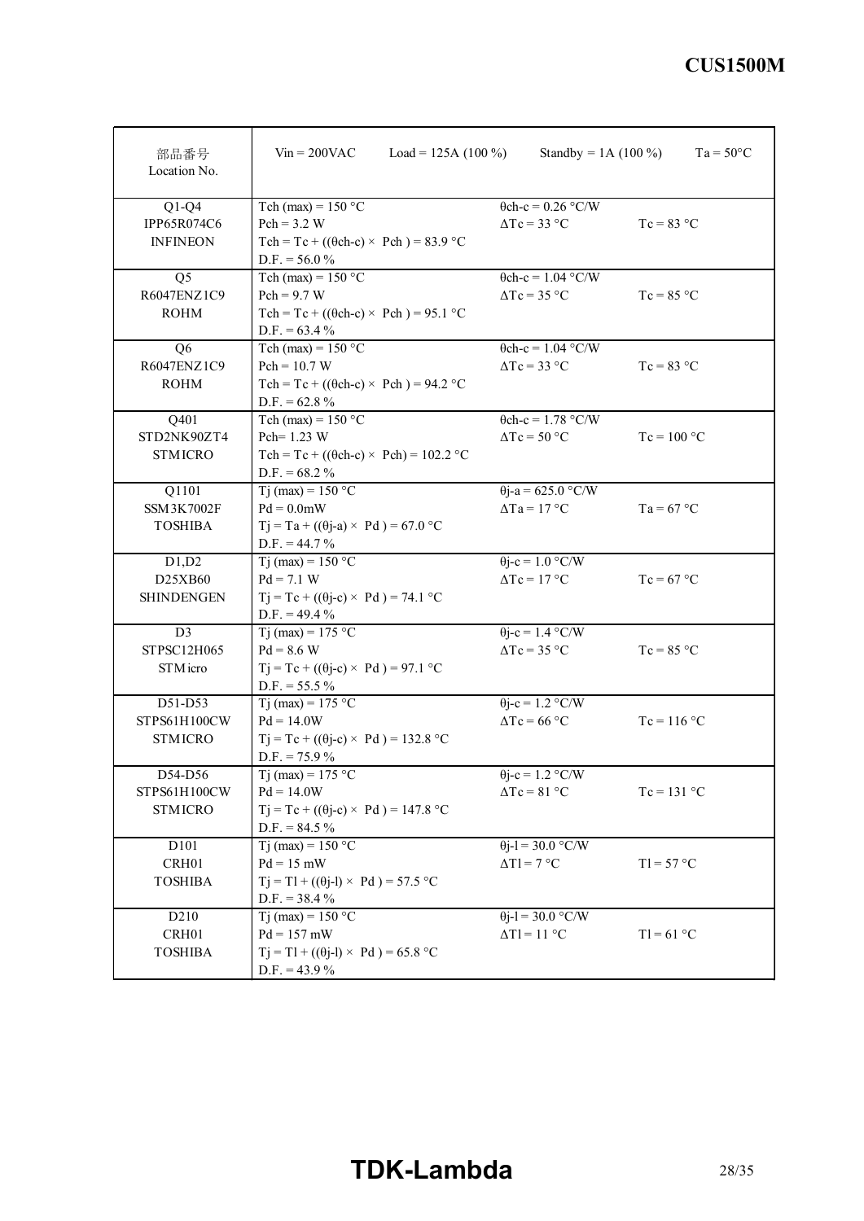| 部品番号<br>Location No. | Vin = 200VAC　　Load = 125A (100 %)　　Standby = 1A (100 %)　　Ta = 50°C | | |
|---|---|---|---|
| Q1-Q4<br>IPP65R074C6<br>INFINEON | Tch (max) = 150 °C<br>Pch = 3.2 W<br>Tch = Tc + ((θch-c) × Pch ) = 83.9 °C<br>D.F. = 56.0 % | θch-c = 0.26 °C/W<br>ΔTc = 33 °C | Tc = 83 °C |
| Q5<br>R6047ENZ1C9<br>ROHM | Tch (max) = 150 °C<br>Pch = 9.7 W<br>Tch = Tc + ((θch-c) × Pch ) = 95.1 °C<br>D.F. = 63.4 % | θch-c = 1.04 °C/W<br>ΔTc = 35 °C | Tc = 85 °C |
| Q6<br>R6047ENZ1C9<br>ROHM | Tch (max) = 150 °C<br>Pch = 10.7 W<br>Tch = Tc + ((θch-c) × Pch ) = 94.2 °C<br>D.F. = 62.8 % | θch-c = 1.04 °C/W<br>ΔTc = 33 °C | Tc = 83 °C |
| Q401<br>STD2NK90ZT4<br>STMICRO | Tch (max) = 150 °C<br>Pch= 1.23 W<br>Tch = Tc + ((θch-c) × Pch) = 102.2 °C<br>D.F. = 68.2 % | θch-c = 1.78 °C/W<br>ΔTc = 50 °C | Tc = 100 °C |
| Q1101<br>SSM3K7002F<br>TOSHIBA | Tj (max) = 150 °C<br>Pd = 0.0mW<br>Tj = Ta + ((θj-a) × Pd ) = 67.0 °C<br>D.F. = 44.7 % | θj-a = 625.0 °C/W<br>ΔTa = 17 °C | Ta = 67 °C |
| D1,D2<br>D25XB60<br>SHINDENGEN | Tj (max) = 150 °C<br>Pd = 7.1 W<br>Tj = Tc + ((θj-c) × Pd ) = 74.1 °C<br>D.F. = 49.4 % | θj-c = 1.0 °C/W<br>ΔTc = 17 °C | Tc = 67 °C |
| D3<br>STPSC12H065<br>STMicro | Tj (max) = 175 °C<br>Pd = 8.6 W<br>Tj = Tc + ((θj-c) × Pd ) = 97.1 °C<br>D.F. = 55.5 % | θj-c = 1.4 °C/W<br>ΔTc = 35 °C | Tc = 85 °C |
| D51-D53<br>STPS61H100CW<br>STMICRO | Tj (max) = 175 °C<br>Pd = 14.0W<br>Tj = Tc + ((θj-c) × Pd ) = 132.8 °C<br>D.F. = 75.9 % | θj-c = 1.2 °C/W<br>ΔTc = 66 °C | Tc = 116 °C |
| D54-D56<br>STPS61H100CW<br>STMICRO | Tj (max) = 175 °C<br>Pd = 14.0W<br>Tj = Tc + ((θj-c) × Pd ) = 147.8 °C<br>D.F. = 84.5 % | θj-c = 1.2 °C/W<br>ΔTc = 81 °C | Tc = 131 °C |
| D101<br>CRH01<br>TOSHIBA | Tj (max) = 150 °C<br>Pd = 15 mW<br>Tj = Tl + ((θj-l) × Pd ) = 57.5 °C<br>D.F. = 38.4 % | θj-l = 30.0 °C/W<br>ΔTl = 7 °C | Tl = 57 °C |
| D210<br>CRH01<br>TOSHIBA | Tj (max) = 150 °C<br>Pd = 157 mW<br>Tj = Tl + ((θj-l) × Pd ) = 65.8 °C<br>D.F. = 43.9 % | θj-l = 30.0 °C/W<br>ΔTl = 11 °C | Tl = 61 °C |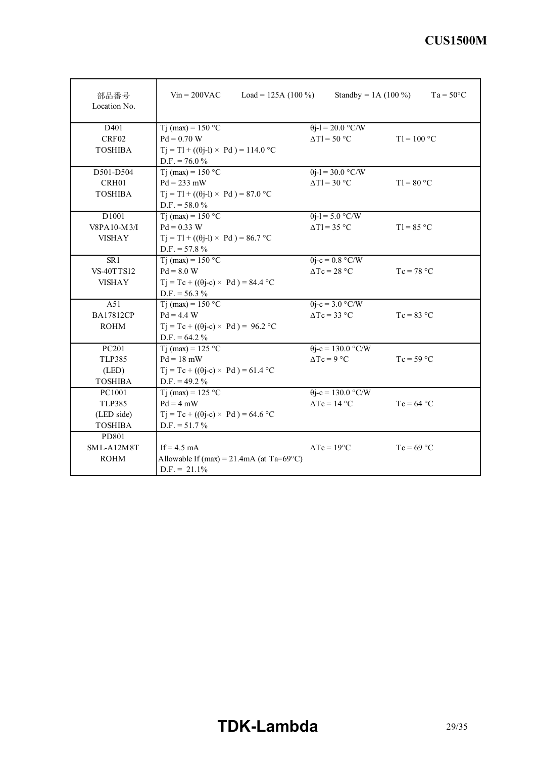| 部品番号<br>Location No. | Vin = 200VAC Load = 125A (100 %) Standby = 1A (100 %) | | $Ta = 50°C$ |
|---|---|---|---|
| D401<br>CRF02<br>TOSHIBA | $Tj$ (max) = 150 °C<br>$Pd = 0.70$ W<br>$Tj = Tl + ((\theta j\text{-}l) \times Pd) = 114.0$ °C<br>D.F. = 76.0 % | $\theta j\text{-}l = 20.0$ °C/W<br>$\Delta Tl = 50$ °C | $Tl = 100$ °C |
| D501-D504<br>CRH01<br>TOSHIBA | $Tj$ (max) = 150 °C<br>$Pd = 233$ mW<br>$Tj = Tl + ((\theta j\text{-}l) \times Pd) = 87.0$ °C<br>D.F. = 58.0 % | $\theta j\text{-}l = 30.0$ °C/W<br>$\Delta Tl = 30$ °C | $Tl = 80$ °C |
| D1001<br>V8PA10-M3/I<br>VISHAY | $Tj$ (max) = 150 °C<br>$Pd = 0.33$ W<br>$Tj = Tl + ((\theta j\text{-}l) \times Pd) = 86.7$ °C<br>D.F. = 57.8 % | $\theta j\text{-}l = 5.0$ °C/W<br>$\Delta Tl = 35$ °C | $Tl = 85$ °C |
| SR1<br>VS-40TTS12<br>VISHAY | $Tj$ (max) = 150 °C<br>$Pd = 8.0$ W<br>$Tj = Tc + ((\theta j\text{-}c) \times Pd) = 84.4$ °C<br>D.F. = 56.3 % | $\theta j\text{-}c = 0.8$ °C/W<br>$\Delta Tc = 28$ °C | $Tc = 78$ °C |
| A51<br>BA17812CP<br>ROHM | $Tj$ (max) = 150 °C<br>$Pd = 4.4$ W<br>$Tj = Tc + ((\theta j\text{-}c) \times Pd) = 96.2$ °C<br>D.F. = 64.2 % | $\theta j\text{-}c = 3.0$ °C/W<br>$\Delta Tc = 33$ °C | $Tc = 83$ °C |
| PC201<br>TLP385<br>(LED)<br>TOSHIBA | $Tj$ (max) = 125 °C<br>$Pd = 18$ mW<br>$Tj = Tc + ((\theta j\text{-}c) \times Pd) = 61.4$ °C<br>D.F. = 49.2 % | $\theta j\text{-}c = 130.0$ °C/W<br>$\Delta Tc = 9$ °C | $Tc = 59$ °C |
| PC1001<br>TLP385<br>(LED side)<br>TOSHIBA | $Tj$ (max) = 125 °C<br>$Pd = 4$ mW<br>$Tj = Tc + ((\theta j\text{-}c) \times Pd) = 64.6$ °C<br>D.F. = 51.7 % | $\theta j\text{-}c = 130.0$ °C/W<br>$\Delta Tc = 14$ °C | $Tc = 64$ °C |
| PD801<br>SML-A12M8T<br>ROHM | $If = 4.5$ mA<br>Allowable If (max) = 21.4mA (at Ta=69°C)<br>D.F. = 21.1% | $\Delta Tc = 19$°C | $Tc = 69$ °C |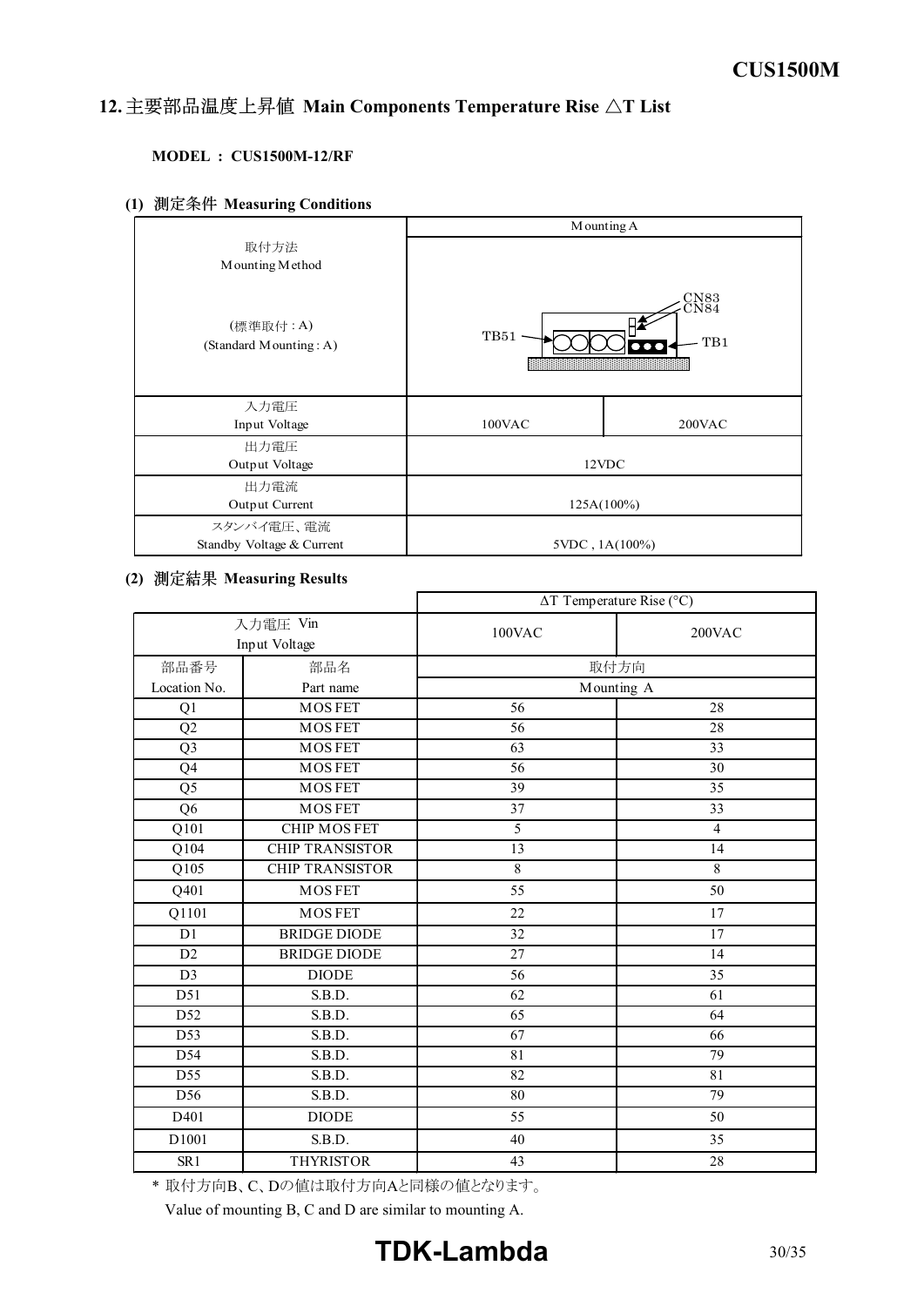## 12. 主要部品温度上昇値 Main Components Temperature Rise △T List

**MODEL : CUS1500M-12/RF**

### (1) 測定条件 Measuring Conditions

| | Mounting A | |
|---|---|---|
| 取付方法<br>Mounting Method<br><br>(標準取付 : A)<br>(Standard Mounting : A) | TB51, CN83, CN84, TB1 | |
| 入力電圧<br>Input Voltage | 100VAC | 200VAC |
| 出力電圧<br>Output Voltage | 12VDC | |
| 出力電流<br>Output Current | 125A(100%) | |
| スタンバイ電圧、電流<br>Standby Voltage & Current | 5VDC , 1A(100%) | |

### (2) 測定結果 Measuring Results

| | | ΔT Temperature Rise (°C) | |
|---|---|---|---|
| 入力電圧 Vin<br>Input Voltage | | 100VAC | 200VAC |
| 部品番号<br>Location No. | 部品名<br>Part name | 取付方向<br>Mounting A | |
| Q1 | MOS FET | 56 | 28 |
| Q2 | MOS FET | 56 | 28 |
| Q3 | MOS FET | 63 | 33 |
| Q4 | MOS FET | 56 | 30 |
| Q5 | MOS FET | 39 | 35 |
| Q6 | MOS FET | 37 | 33 |
| Q101 | CHIP MOS FET | 5 | 4 |
| Q104 | CHIP TRANSISTOR | 13 | 14 |
| Q105 | CHIP TRANSISTOR | 8 | 8 |
| Q401 | MOS FET | 55 | 50 |
| Q1101 | MOS FET | 22 | 17 |
| D1 | BRIDGE DIODE | 32 | 17 |
| D2 | BRIDGE DIODE | 27 | 14 |
| D3 | DIODE | 56 | 35 |
| D51 | S.B.D. | 62 | 61 |
| D52 | S.B.D. | 65 | 64 |
| D53 | S.B.D. | 67 | 66 |
| D54 | S.B.D. | 81 | 79 |
| D55 | S.B.D. | 82 | 81 |
| D56 | S.B.D. | 80 | 79 |
| D401 | DIODE | 55 | 50 |
| D1001 | S.B.D. | 40 | 35 |
| SR1 | THYRISTOR | 43 | 28 |

\* 取付方向B、C、Dの値は取付方向Aと同様の値となります。
Value of mounting B, C and D are similar to mounting A.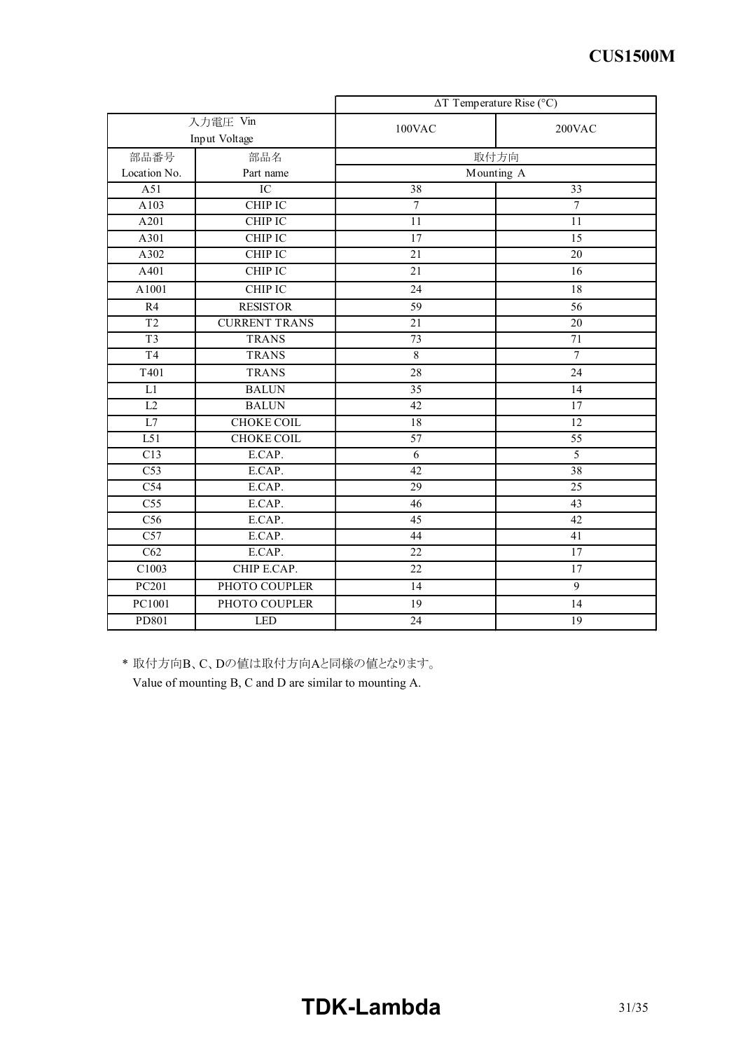| | | ΔT Temperature Rise (°C) | |
|---|---|---|---|
| 入力電圧 Vin<br>Input Voltage | | 100VAC | 200VAC |
| 部品番号<br>Location No. | 部品名<br>Part name | 取付方向<br>Mounting A | |
| A51 | IC | 38 | 33 |
| A103 | CHIP IC | 7 | 7 |
| A201 | CHIP IC | 11 | 11 |
| A301 | CHIP IC | 17 | 15 |
| A302 | CHIP IC | 21 | 20 |
| A401 | CHIP IC | 21 | 16 |
| A1001 | CHIP IC | 24 | 18 |
| R4 | RESISTOR | 59 | 56 |
| T2 | CURRENT TRANS | 21 | 20 |
| T3 | TRANS | 73 | 71 |
| T4 | TRANS | 8 | 7 |
| T401 | TRANS | 28 | 24 |
| L1 | BALUN | 35 | 14 |
| L2 | BALUN | 42 | 17 |
| L7 | CHOKE COIL | 18 | 12 |
| L51 | CHOKE COIL | 57 | 55 |
| C13 | E.CAP. | 6 | 5 |
| C53 | E.CAP. | 42 | 38 |
| C54 | E.CAP. | 29 | 25 |
| C55 | E.CAP. | 46 | 43 |
| C56 | E.CAP. | 45 | 42 |
| C57 | E.CAP. | 44 | 41 |
| C62 | E.CAP. | 22 | 17 |
| C1003 | CHIP E.CAP. | 22 | 17 |
| PC201 | PHOTO COUPLER | 14 | 9 |
| PC1001 | PHOTO COUPLER | 19 | 14 |
| PD801 | LED | 24 | 19 |

* 取付方向B、C、Dの値は取付方向Aと同様の値となります。
Value of mounting B, C and D are similar to mounting A.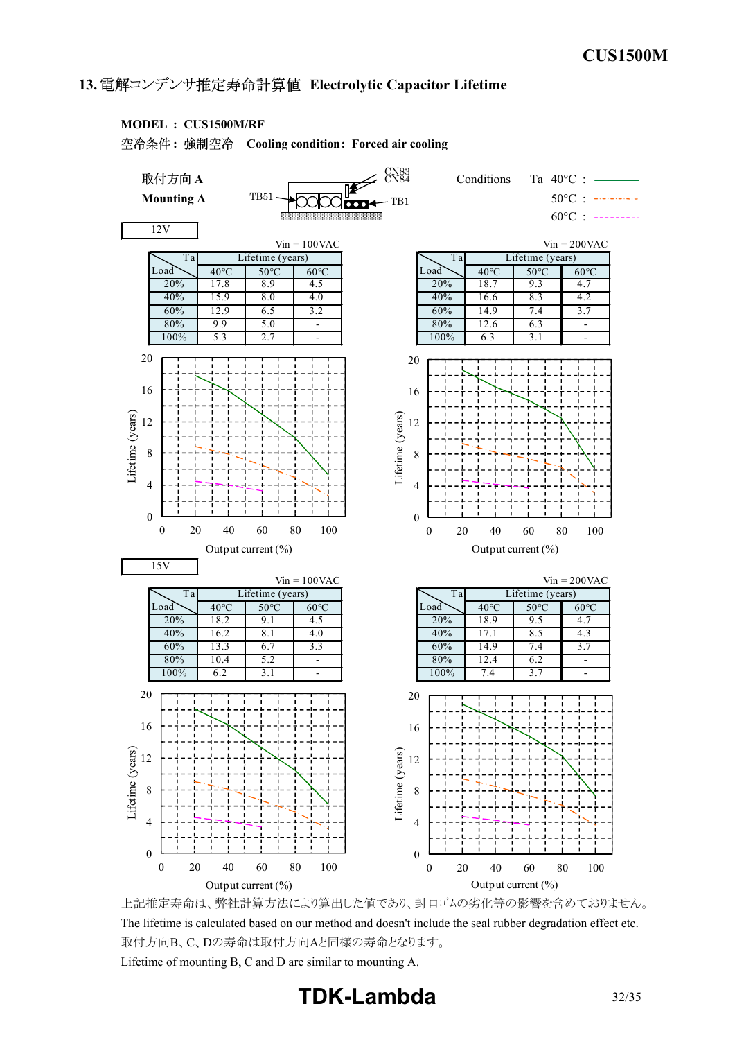## 13. 電解コンデンサ推定寿命計算値 Electrolytic Capacitor Lifetime

**MODEL : CUS1500M/RF**

空冷条件 : 強制空冷 **Cooling condition : Forced air cooling**

取付方向 A

**Mounting A**

CN83
CN84
TB51
TB1

Conditions Ta 40°C : ———
50°C : - · - · -
60°C : - - - - -

### 12V

Vin = 100VAC

| Load \ Ta | Lifetime (years) 40°C | 50°C | 60°C |
|---|---|---|---|
| 20% | 17.8 | 8.9 | 4.5 |
| 40% | 15.9 | 8.0 | 4.0 |
| 60% | 12.9 | 6.5 | 3.2 |
| 80% | 9.9 | 5.0 | - |
| 100% | 5.3 | 2.7 | - |

Vin = 200VAC

| Load \ Ta | Lifetime (years) 40°C | 50°C | 60°C |
|---|---|---|---|
| 20% | 18.7 | 9.3 | 4.7 |
| 40% | 16.6 | 8.3 | 4.2 |
| 60% | 14.9 | 7.4 | 3.7 |
| 80% | 12.6 | 6.3 | - |
| 100% | 6.3 | 3.1 | - |

Lifetime (years) / Output current (%)

### 15V

Vin = 100VAC

| Load \ Ta | Lifetime (years) 40°C | 50°C | 60°C |
|---|---|---|---|
| 20% | 18.2 | 9.1 | 4.5 |
| 40% | 16.2 | 8.1 | 4.0 |
| 60% | 13.3 | 6.7 | 3.3 |
| 80% | 10.4 | 5.2 | - |
| 100% | 6.2 | 3.1 | - |

Vin = 200VAC

| Load \ Ta | Lifetime (years) 40°C | 50°C | 60°C |
|---|---|---|---|
| 20% | 18.9 | 9.5 | 4.7 |
| 40% | 17.1 | 8.5 | 4.3 |
| 60% | 14.9 | 7.4 | 3.7 |
| 80% | 12.4 | 6.2 | - |
| 100% | 7.4 | 3.7 | - |

Lifetime (years) / Output current (%)

上記推定寿命は、弊社計算方法により算出した値であり、封口ゴムの劣化等の影響を含めておりません。

The lifetime is calculated based on our method and doesn't include the seal rubber degradation effect etc.

取付方向B、C、Dの寿命は取付方向Aと同様の寿命となります。

Lifetime of mounting B, C and D are similar to mounting A.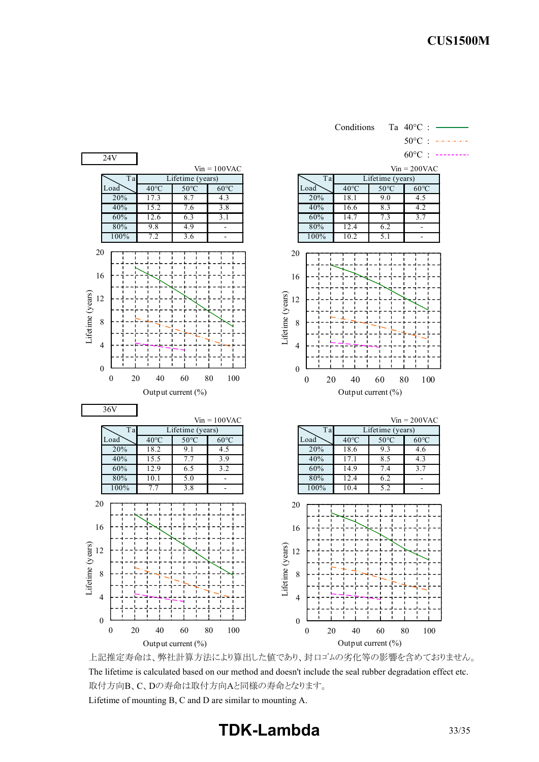Conditions Ta 40°C : ———
50°C : -·-·-·-
60°C : - - - - -

## 24V

Vin = 100VAC

| Load \ Ta | Lifetime (years) | | |
|---|---|---|---|
| | 40°C | 50°C | 60°C |
| 20% | 17.3 | 8.7 | 4.3 |
| 40% | 15.2 | 7.6 | 3.8 |
| 60% | 12.6 | 6.3 | 3.1 |
| 80% | 9.8 | 4.9 | - |
| 100% | 7.2 | 3.6 | - |

Vin = 200VAC

| Load \ Ta | Lifetime (years) | | |
|---|---|---|---|
| | 40°C | 50°C | 60°C |
| 20% | 18.1 | 9.0 | 4.5 |
| 40% | 16.6 | 8.3 | 4.2 |
| 60% | 14.7 | 7.3 | 3.7 |
| 80% | 12.4 | 6.2 | - |
| 100% | 10.2 | 5.1 | - |

## 36V

Vin = 100VAC

| Load \ Ta | Lifetime (years) | | |
|---|---|---|---|
| | 40°C | 50°C | 60°C |
| 20% | 18.2 | 9.1 | 4.5 |
| 40% | 15.5 | 7.7 | 3.9 |
| 60% | 12.9 | 6.5 | 3.2 |
| 80% | 10.1 | 5.0 | - |
| 100% | 7.7 | 3.8 | - |

Vin = 200VAC

| Load \ Ta | Lifetime (years) | | |
|---|---|---|---|
| | 40°C | 50°C | 60°C |
| 20% | 18.6 | 9.3 | 4.6 |
| 40% | 17.1 | 8.5 | 4.3 |
| 60% | 14.9 | 7.4 | 3.7 |
| 80% | 12.4 | 6.2 | - |
| 100% | 10.4 | 5.2 | - |

上記推定寿命は、弊社計算方法により算出した値であり、封口ゴムの劣化等の影響を含めておりません。

The lifetime is calculated based on our method and doesn't include the seal rubber degradation effect etc.

取付方向B、C、Dの寿命は取付方向Aと同様の寿命となります。

Lifetime of mounting B, C and D are similar to mounting A.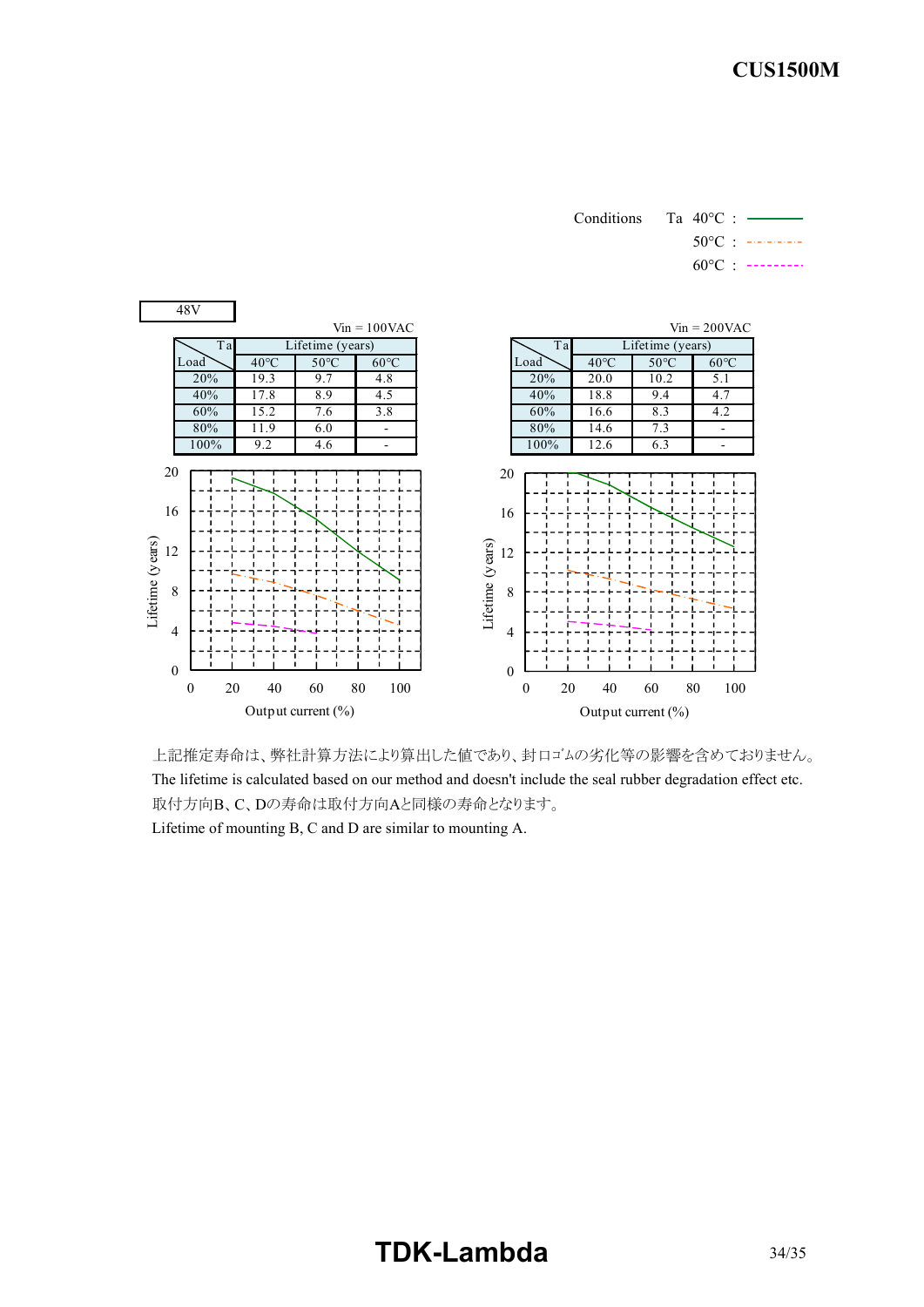Conditions Ta 40°C : ——— (solid)
50°C : -·-·-·- (dash-dot)
60°C : - - - - (dashed)

**48V**

Vin = 100VAC

| Load \ Ta | Lifetime (years) | | |
|---|---|---|---|
| | 40°C | 50°C | 60°C |
| 20% | 19.3 | 9.7 | 4.8 |
| 40% | 17.8 | 8.9 | 4.5 |
| 60% | 15.2 | 7.6 | 3.8 |
| 80% | 11.9 | 6.0 | - |
| 100% | 9.2 | 4.6 | - |

Vin = 200VAC

| Load \ Ta | Lifetime (years) | | |
|---|---|---|---|
| | 40°C | 50°C | 60°C |
| 20% | 20.0 | 10.2 | 5.1 |
| 40% | 18.8 | 9.4 | 4.7 |
| 60% | 16.6 | 8.3 | 4.2 |
| 80% | 14.6 | 7.3 | - |
| 100% | 12.6 | 6.3 | - |

上記推定寿命は、弊社計算方法により算出した値であり、封口ゴムの劣化等の影響を含めておりません。
The lifetime is calculated based on our method and doesn't include the seal rubber degradation effect etc.
取付方向B、C、Dの寿命は取付方向Aと同様の寿命となります。
Lifetime of mounting B, C and D are similar to mounting A.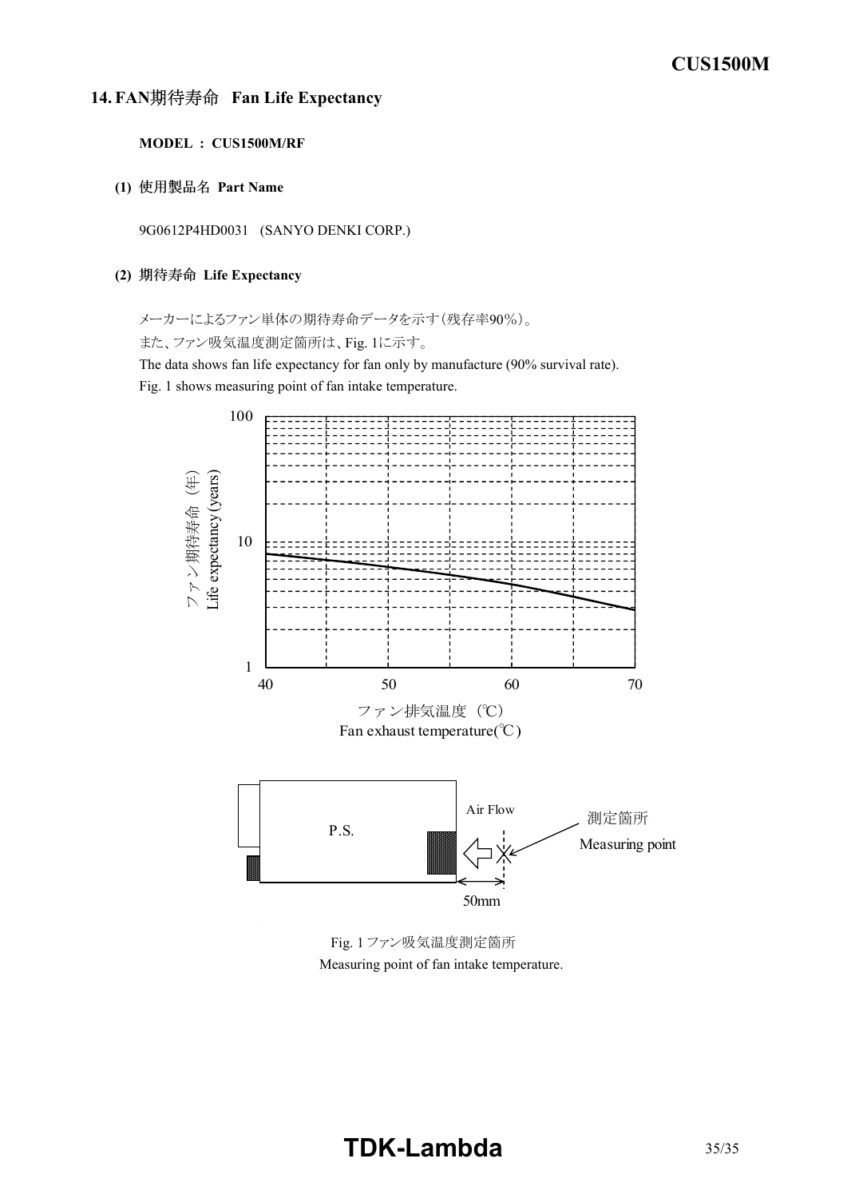## 14. FAN期待寿命 Fan Life Expectancy

**MODEL : CUS1500M/RF**

**(1) 使用製品名 Part Name**

9G0612P4HD0031 (SANYO DENKI CORP.)

**(2) 期待寿命 Life Expectancy**

メーカーによるファン単体の期待寿命データを示す（残存率90%）。
また、ファン吸気温度測定箇所は、Fig. 1に示す。
The data shows fan life expectancy for fan only by manufacture (90% survival rate).
Fig. 1 shows measuring point of fan intake temperature.

ファン期待寿命（年）
Life expectancy (years)

100
10
1

40
50
60
70

ファン排気温度（℃）
Fan exhaust temperature(℃)

P.S.
Air Flow
測定箇所
Measuring point
50mm

Fig. 1 ファン吸気温度測定箇所
Measuring point of fan intake temperature.